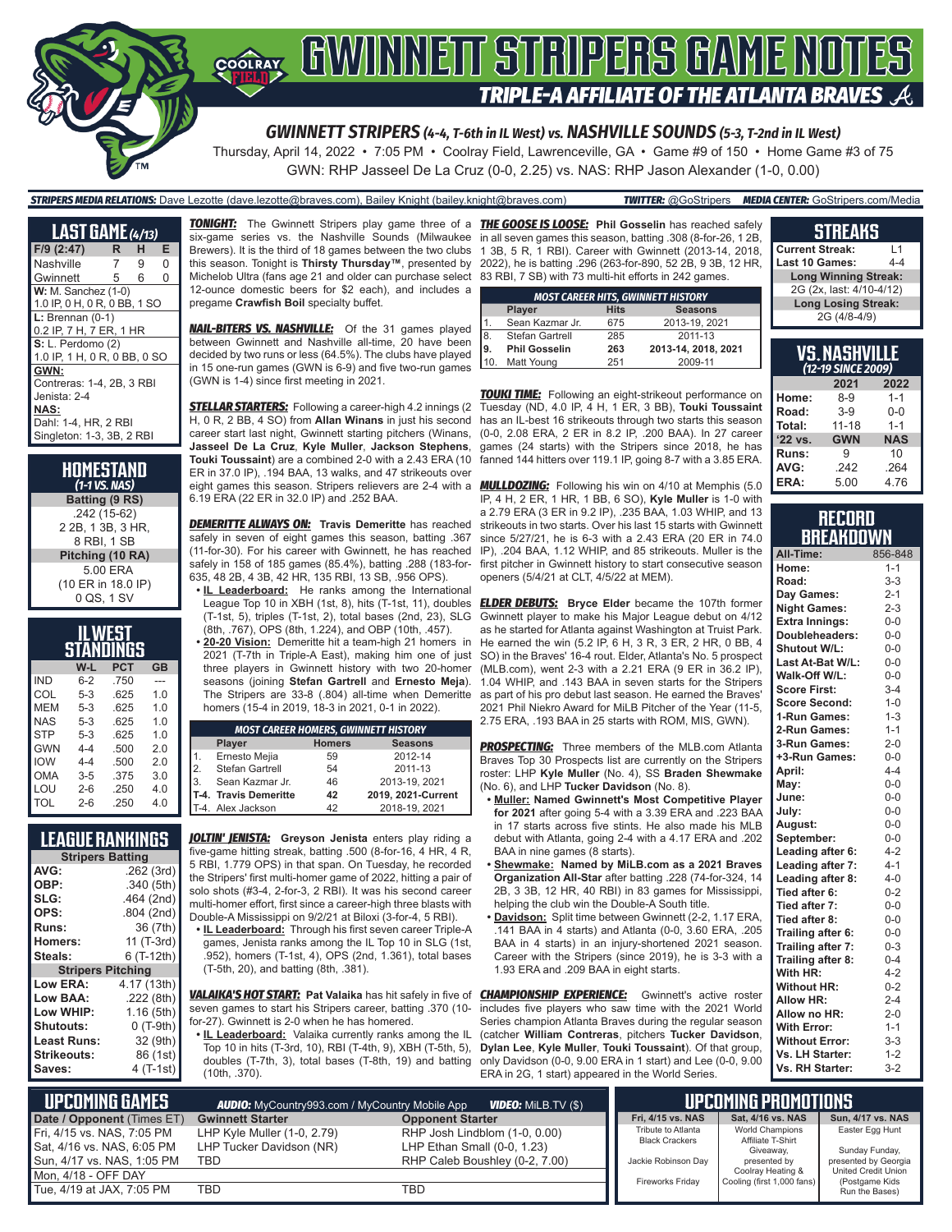# GWINNETT STRIPERS GAME NOTES

## TRIPLE-A AFFILIATE OF THE ATLANTA BRAVES

### GWINNETT STRIPERS (4-4, T-6th in IL West) vs. NASHVILLE SOUNDS (5-3, T-2nd in IL West)

Thursday, April 14, 2022 • 7:05 PM • Coolray Field, Lawrenceville, GA • Game #9 of 150 • Home Game #3 of 75

GWN: RHP Jasseel De La Cruz (0-0, 2.25) vs. NAS: RHP Jason Alexander (1-0, 0.00)

**STRIPERS MEDIA RELATIONS:** Dave Lezotte (dave.lezotte@braves.com), Bailey Knight (bailey.knight@braves.com) **TWITTER:** @GoStripers **MEDIA CENTER:** GoStripers.com/Media

## LAST GAME (4/13)

| F/9 (2:47) | R | H | E |
|---|---|---|---|
| Nashville | 7 | 9 | 0 |
| Gwinnett | 5 | 6 | 0 |

**W:** M. Sanchez (1-0)
1.0 IP, 0 H, 0 R, 0 BB, 1 SO

**L:** Brennan (0-1)
0.2 IP, 7 H, 7 ER, 1 HR

**S:** L. Perdomo (2)
1.0 IP, 1 H, 0 R, 0 BB, 0 SO

**GWN:**
Contreras: 1-4, 2B, 3 RBI
Jenista: 2-4

**NAS:**
Dahl: 1-4, HR, 2 RBI
Singleton: 1-3, 3B, 2 RBI

## HOMESTAND
*(1-1 VS. NAS)*

**Batting (9 RS)**
.242 (15-62)
2 2B, 1 3B, 3 HR,
8 RBI, 1 SB

**Pitching (10 RA)**
5.00 ERA
(10 ER in 18.0 IP)
0 QS, 1 SV

## IL WEST STANDINGS

| | W-L | PCT | GB |
|---|---|---|---|
| IND | 6-2 | .750 | --- |
| COL | 5-3 | .625 | 1.0 |
| MEM | 5-3 | .625 | 1.0 |
| NAS | 5-3 | .625 | 1.0 |
| STP | 5-3 | .625 | 1.0 |
| GWN | 4-4 | .500 | 2.0 |
| IOW | 4-4 | .500 | 2.0 |
| OMA | 3-5 | .375 | 3.0 |
| LOU | 2-6 | .250 | 4.0 |
| TOL | 2-6 | .250 | 4.0 |

## LEAGUE RANKINGS

| Stripers Batting | |
|---|---|
| AVG: | .262 (3rd) |
| OBP: | .340 (5th) |
| SLG: | .464 (2nd) |
| OPS: | .804 (2nd) |
| Runs: | 36 (7th) |
| Homers: | 11 (T-3rd) |
| Steals: | 6 (T-12th) |
| **Stripers Pitching** | |
| Low ERA: | 4.17 (13th) |
| Low BAA: | .222 (8th) |
| Low WHIP: | 1.16 (5th) |
| Shutouts: | 0 (T-9th) |
| Least Runs: | 32 (9th) |
| Strikeouts: | 86 (1st) |
| Saves: | 4 (T-1st) |

**TONIGHT:** The Gwinnett Stripers play game three of a six-game series vs. the Nashville Sounds (Milwaukee Brewers). It is the third of 18 games between the two clubs this season. Tonight is **Thirsty Thursday™**, presented by Michelob Ultra (fans age 21 and older can purchase select 12-ounce domestic beers for $2 each), and includes a pregame **Crawfish Boil** specialty buffet.

**NAIL-BITERS VS. NASHVILLE:** Of the 31 games played between Gwinnett and Nashville all-time, 20 have been decided by two runs or less (64.5%). The clubs have played in 15 one-run games (GWN is 6-9) and five two-run games (GWN is 1-4) since first meeting in 2021.

**STELLAR STARTERS:** Following a career-high 4.2 innings (2 H, 0 R, 2 BB, 4 SO) from **Allan Winans** in just his second career start last night, Gwinnett starting pitchers (Winans, **Jasseel De La Cruz**, **Kyle Muller**, **Jackson Stephens**, **Touki Toussaint**) are a combined 2-0 with a 2.43 ERA (10 ER in 37.0 IP), .194 BAA, 13 walks, and 47 strikeouts over eight games this season. Stripers relievers are 2-4 with a 6.19 ERA (22 ER in 32.0 IP) and .252 BAA.

**DEMERITTE ALWAYS ON:** **Travis Demeritte** has reached safely in seven of eight games this season, batting .367 (11-for-30). For his career with Gwinnett, he has reached safely in 158 of 185 games (85.4%), batting .288 (183-for-635, 48 2B, 4 3B, 42 HR, 135 RBI, 13 SB, .956 OPS).

- **IL Leaderboard:** He ranks among the International League Top 10 in XBH (1st, 8), hits (T-1st, 11), doubles (T-1st, 5), triples (T-1st, 2), total bases (2nd, 23), SLG (8th, .767), OPS (8th, 1.224), and OBP (10th, .457).
- **20-20 Vision:** Demeritte hit a team-high 21 homers in 2021 (T-7th in Triple-A East), making him one of just three players in Gwinnett history with two 20-homer seasons (joining **Stefan Gartrell** and **Ernesto Mejia**). The Stripers are 33-8 (.804) all-time when Demeritte homers (15-4 in 2019, 18-3 in 2021, 0-1 in 2022).

| MOST CAREER HOMERS, GWINNETT HISTORY | | | |
|---|---|---|---|
| | **Player** | **Homers** | **Seasons** |
| 1. | Ernesto Mejia | 59 | 2012-14 |
| 2. | Stefan Gartrell | 54 | 2011-13 |
| 3. | Sean Kazmar Jr. | 46 | 2013-19, 2021 |
| **T-4.** | **Travis Demeritte** | **42** | **2019, 2021-Current** |
| T-4. | Alex Jackson | 42 | 2018-19, 2021 |

**JOLTIN' JENISTA:** **Greyson Jenista** enters play riding a five-game hitting streak, batting .500 (8-for-16, 4 HR, 4 R, 5 RBI, 1.779 OPS) in that span. On Tuesday, he recorded the Stripers' first multi-homer game of 2022, hitting a pair of solo shots (#3-4, 2-for-3, 2 RBI). It was his second career multi-homer effort, first since a career-high three blasts with Double-A Mississippi on 9/2/21 at Biloxi (3-for-4, 5 RBI).

- **IL Leaderboard:** Through his first seven career Triple-A games, Jenista ranks among the IL Top 10 in SLG (1st, .952), homers (T-1st, 4), OPS (2nd, 1.361), total bases (T-5th, 20), and batting (8th, .381).

**VALAIKA'S HOT START:** **Pat Valaika** has hit safely in five of seven games to start his Stripers career, batting .370 (10-for-27). Gwinnett is 2-0 when he has homered.

- **IL Leaderboard:** Valaika currently ranks among the IL Top 10 in hits (T-3rd, 10), RBI (T-4th, 9), XBH (T-5th, 5), doubles (T-7th, 3), total bases (T-8th, 19) and batting (10th, .370).

**THE GOOSE IS LOOSE:** **Phil Gosselin** has reached safely in all seven games this season, batting .308 (8-for-26, 1 2B, 1 3B, 5 R, 1 RBI). Career with Gwinnett (2013-14, 2018, 2022), he is batting .296 (263-for-890, 52 2B, 9 3B, 12 HR, 83 RBI, 7 SB) with 73 multi-hit efforts in 242 games.

| MOST CAREER HITS, GWINNETT HISTORY | | | |
|---|---|---|---|
| | **Player** | **Hits** | **Seasons** |
| 1. | Sean Kazmar Jr. | 675 | 2013-19, 2021 |
| 8. | Stefan Gartrell | 285 | 2011-13 |
| **9.** | **Phil Gosselin** | **263** | **2013-14, 2018, 2021** |
| 10. | Matt Young | 251 | 2009-11 |

**TOUKI TIME:** Following an eight-strikeout performance on Tuesday (ND, 4.0 IP, 4 H, 1 ER, 3 BB), **Touki Toussaint** has an IL-best 16 strikeouts through two starts this season (0-0, 2.08 ERA, 2 ER in 8.2 IP, .200 BAA). In 27 career games (24 starts) with the Stripers since 2018, he has fanned 144 hitters over 119.1 IP, going 8-7 with a 3.85 ERA.

**MULLDOZING:** Following his win on 4/10 at Memphis (5.0 IP, 4 H, 2 ER, 1 HR, 1 BB, 6 SO), **Kyle Muller** is 1-0 with a 2.79 ERA (3 ER in 9.2 IP), .235 BAA, 1.03 WHIP, and 13 strikeouts in two starts. Over his last 15 starts with Gwinnett since 5/27/21, he is 6-3 with a 2.43 ERA (20 ER in 74.0 IP), .204 BAA, 1.12 WHIP, and 85 strikeouts. Muller is the first pitcher in Gwinnett history to start consecutive season openers (5/4/21 at CLT, 4/5/22 at MEM).

**ELDER DEBUTS:** **Bryce Elder** became the 107th former Gwinnett player to make his Major League debut on 4/12 as he started for Atlanta against Washington at Truist Park. He earned the win (5.2 IP, 6 H, 3 R, 3 ER, 2 HR, 0 BB, 4 SO) in the Braves' 16-4 rout. Elder, Atlanta's No. 5 prospect (MLB.com), went 2-3 with a 2.21 ERA (9 ER in 36.2 IP), 1.04 WHIP, and .143 BAA in seven starts for the Stripers as part of his pro debut last season. He earned the Braves' 2021 Phil Niekro Award for MiLB Pitcher of the Year (11-5, 2.75 ERA, .193 BAA in 25 starts with ROM, MIS, GWN).

**PROSPECTING:** Three members of the MLB.com Atlanta Braves Top 30 Prospects list are currently on the Stripers roster: LHP **Kyle Muller** (No. 4), SS **Braden Shewmake** (No. 6), and LHP **Tucker Davidson** (No. 8).

- **Muller: Named Gwinnett's Most Competitive Player for 2021** after going 5-4 with a 3.39 ERA and .223 BAA in 17 starts across five stints. He also made his MLB debut with Atlanta, going 2-4 with a 4.17 ERA and .202 BAA in nine games (8 starts).
- **Shewmake: Named by MiLB.com as a 2021 Braves Organization All-Star** after batting .228 (74-for-324, 14 2B, 3 3B, 12 HR, 40 RBI) in 83 games for Mississippi, helping the club win the Double-A South title.
- **Davidson:** Split time between Gwinnett (2-2, 1.17 ERA, .141 BAA in 4 starts) and Atlanta (0-0, 3.60 ERA, .205 BAA in 4 starts) in an injury-shortened 2021 season. Career with the Stripers (since 2019), he is 3-3 with a 1.93 ERA and .209 BAA in eight starts.

**CHAMPIONSHIP EXPERIENCE:** Gwinnett's active roster includes five players who saw time with the 2021 World Series champion Atlanta Braves during the regular season (catcher **William Contreras**, pitchers **Tucker Davidson**, **Dylan Lee**, **Kyle Muller**, **Touki Toussaint**). Of that group, only Davidson (0-0, 9.00 ERA in 1 start) and Lee (0-0, 9.00 ERA in 2G, 1 start) appeared in the World Series.

## STREAKS

| | |
|---|---|
| Current Streak: | L1 |
| Last 10 Games: | 4-4 |
| **Long Winning Streak:** | |
| 2G (2x, last: 4/10-4/12) | |
| **Long Losing Streak:** | |
| 2G (4/8-4/9) | |

## VS. NASHVILLE
*(12-19 SINCE 2009)*

| | 2021 | 2022 |
|---|---|---|
| Home: | 8-9 | 1-1 |
| Road: | 3-9 | 0-0 |
| Total: | 11-18 | 1-1 |
| **'22 vs.** | **GWN** | **NAS** |
| Runs: | 9 | 10 |
| AVG: | .242 | .264 |
| ERA: | 5.00 | 4.76 |

## RECORD BREAKDOWN

| | |
|---|---|
| All-Time: | 856-848 |
| Home: | 1-1 |
| Road: | 3-3 |
| Day Games: | 2-1 |
| Night Games: | 2-3 |
| Extra Innings: | 0-0 |
| Doubleheaders: | 0-0 |
| Shutout W/L: | 0-0 |
| Last At-Bat W/L: | 0-0 |
| Walk-Off W/L: | 0-0 |
| Score First: | 3-4 |
| Score Second: | 1-0 |
| 1-Run Games: | 1-3 |
| 2-Run Games: | 1-1 |
| 3-Run Games: | 2-0 |
| +3-Run Games: | 0-0 |
| April: | 4-4 |
| May: | 0-0 |
| June: | 0-0 |
| July: | 0-0 |
| August: | 0-0 |
| September: | 0-0 |
| Leading after 6: | 4-2 |
| Leading after 7: | 4-1 |
| Leading after 8: | 4-0 |
| Tied after 6: | 0-2 |
| Tied after 7: | 0-0 |
| Tied after 8: | 0-0 |
| Trailing after 6: | 0-0 |
| Trailing after 7: | 0-3 |
| Trailing after 8: | 0-4 |
| With HR: | 4-2 |
| Without HR: | 0-2 |
| Allow HR: | 2-4 |
| Allow no HR: | 2-0 |
| With Error: | 1-1 |
| Without Error: | 3-3 |
| Vs. LH Starter: | 1-2 |
| Vs. RH Starter: | 3-2 |

## UPCOMING GAMES

**AUDIO:** MyCountry993.com / MyCountry Mobile App **VIDEO:** MiLB.TV ($)

| Date / Opponent (Times ET) | Gwinnett Starter | Opponent Starter |
|---|---|---|
| Fri, 4/15 vs. NAS, 7:05 PM | LHP Kyle Muller (1-0, 2.79) | RHP Josh Lindblom (1-0, 0.00) |
| Sat, 4/16 vs. NAS, 6:05 PM | LHP Tucker Davidson (NR) | LHP Ethan Small (0-0, 1.23) |
| Sun, 4/17 vs. NAS, 1:05 PM | TBD | RHP Caleb Boushley (0-2, 7.00) |
| Mon, 4/18 - OFF DAY | | |
| Tue, 4/19 at JAX, 7:05 PM | TBD | TBD |

## UPCOMING PROMOTIONS

| Fri, 4/15 vs. NAS | Sat, 4/16 vs. NAS | Sun, 4/17 vs. NAS |
|---|---|---|
| Tribute to Atlanta Black Crackers<br><br>Jackie Robinson Day<br><br>Fireworks Friday | World Champions Affiliate T-Shirt Giveaway, presented by Coolray Heating & Cooling (first 1,000 fans) | Easter Egg Hunt<br><br>Sunday Funday, presented by Georgia United Credit Union (Postgame Kids Run the Bases) |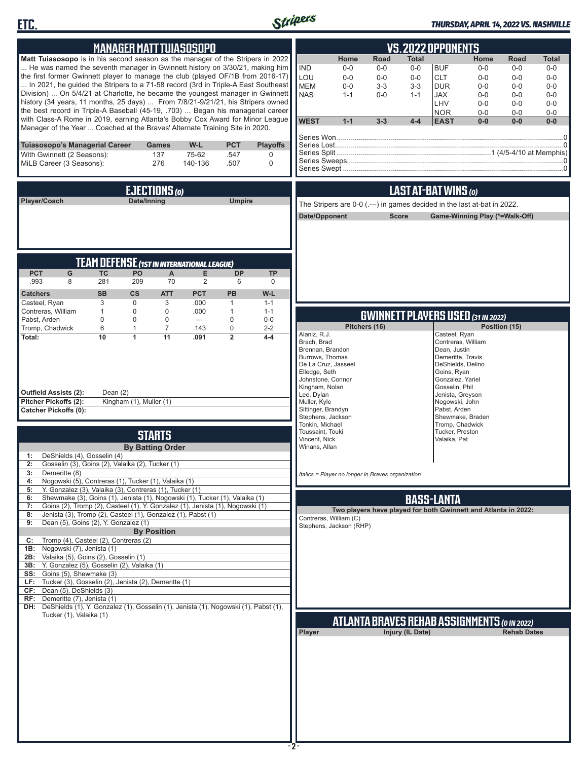## MANAGER MATT TUIASOSOPO

**Matt Tuiasosopo** is in his second season as the manager of the Stripers in 2022 ... He was named the seventh manager in Gwinnett history on 3/30/21, making him the first former Gwinnett player to manage the club (played OF/1B from 2016-17) ... In 2021, he guided the Stripers to a 71-58 record (3rd in Triple-A East Southeast Division) ... On 5/4/21 at Charlotte, he became the youngest manager in Gwinnett history (34 years, 11 months, 25 days) ... From 7/8/21-9/21/21, his Stripers owned the best record in Triple-A Baseball (45-19, .703) ... Began his managerial career with Class-A Rome in 2019, earning Atlanta's Bobby Cox Award for Minor League Manager of the Year ... Coached at the Braves' Alternate Training Site in 2020.

| Tuiasosopo's Managerial Career | Games | W-L | PCT | Playoffs |
|---|---|---|---|---|
| With Gwinnett (2 Seasons): | 137 | 75-62 | .547 | 0 |
| MiLB Career (3 Seasons): | 276 | 140-136 | .507 | 0 |

## VS. 2022 OPPONENTS

| | Home | Road | Total | | Home | Road | Total |
|---|---|---|---|---|---|---|---|
| IND | 0-0 | 0-0 | 0-0 | BUF | 0-0 | 0-0 | 0-0 |
| LOU | 0-0 | 0-0 | 0-0 | CLT | 0-0 | 0-0 | 0-0 |
| MEM | 0-0 | 3-3 | 3-3 | DUR | 0-0 | 0-0 | 0-0 |
| NAS | 1-1 | 0-0 | 1-1 | JAX | 0-0 | 0-0 | 0-0 |
| | | | | LHV | 0-0 | 0-0 | 0-0 |
| | | | | NOR | 0-0 | 0-0 | 0-0 |
| **WEST** | **1-1** | **3-3** | **4-4** | **EAST** | **0-0** | **0-0** | **0-0** |

Series Won: 0
Series Lost: 0
Series Split: 1 (4/5-4/10 at Memphis)
Series Sweeps: 0
Series Swept: 0

## EJECTIONS (0)

| Player/Coach | Date/Inning | Umpire |
|---|---|---|

## LAST AT-BAT WINS (0)

The Stripers are 0-0 (.---) in games decided in the last at-bat in 2022.

| Date/Opponent | Score | Game-Winning Play (*=Walk-Off) |
|---|---|---|

## TEAM DEFENSE (1ST IN INTERNATIONAL LEAGUE)

| PCT | G | TC | PO | A | E | DP | TP |
|---|---|---|---|---|---|---|---|
| .993 | 8 | 281 | 209 | 70 | 2 | 6 | 0 |

| Catchers | SB | CS | ATT | PCT | PB | W-L |
|---|---|---|---|---|---|---|
| Casteel, Ryan | 3 | 0 | 3 | .000 | 1 | 1-1 |
| Contreras, William | 1 | 0 | 0 | .000 | 1 | 1-1 |
| Pabst, Arden | 0 | 0 | 0 | --- | 0 | 0-0 |
| Tromp, Chadwick | 6 | 1 | 7 | .143 | 0 | 2-2 |
| **Total:** | **10** | **1** | **11** | **.091** | **2** | **4-4** |

**Outfield Assists (2):** Dean (2)
**Pitcher Pickoffs (2):** Kingham (1), Muller (1)
**Catcher Pickoffs (0):**

## GWINNETT PLAYERS USED (31 IN 2022)

| Pitchers (16) | Position (15) |
|---|---|
| Alaniz, R.J. | Casteel, Ryan |
| Brach, Brad | Contreras, William |
| Brennan, Brandon | Dean, Justin |
| Burrows, Thomas | Demeritte, Travis |
| De La Cruz, Jasseel | DeShields, Delino |
| Elledge, Seth | Goins, Ryan |
| Johnstone, Connor | Gonzalez, Yariel |
| Kingham, Nolan | Gosselin, Phil |
| Lee, Dylan | Jenista, Greyson |
| Muller, Kyle | Nogowski, John |
| Sittinger, Brandyn | Pabst, Arden |
| Stephens, Jackson | Shewmake, Braden |
| Tonkin, Michael | Tromp, Chadwick |
| Toussaint, Touki | Tucker, Preston |
| Vincent, Nick | Valaika, Pat |
| Winans, Allan | |

*Italics = Player no longer in Braves organization*

## STARTS

**By Batting Order**

| | |
|---|---|
| 1: | DeShields (4), Gosselin (4) |
| 2: | Gosselin (3), Goins (2), Valaika (2), Tucker (1) |
| 3: | Demeritte (8) |
| 4: | Nogowski (5), Contreras (1), Tucker (1), Valaika (1) |
| 5: | Y. Gonzalez (3), Valaika (3), Contreras (1), Tucker (1) |
| 6: | Shewmake (3), Goins (1), Jenista (1), Nogowski (1), Tucker (1), Valaika (1) |
| 7: | Goins (2), Tromp (2), Casteel (1), Y. Gonzalez (1), Jenista (1), Nogowski (1) |
| 8: | Jenista (3), Tromp (2), Casteel (1), Gonzalez (1), Pabst (1) |
| 9: | Dean (5), Goins (2), Y. Gonzalez (1) |

**By Position**

| | |
|---|---|
| C: | Tromp (4), Casteel (2), Contreras (2) |
| 1B: | Nogowski (7), Jenista (1) |
| 2B: | Valaika (5), Goins (2), Gosselin (1) |
| 3B: | Y. Gonzalez (5), Gosselin (2), Valaika (1) |
| SS: | Goins (5), Shewmake (3) |
| LF: | Tucker (3), Gosselin (2), Jenista (2), Demeritte (1) |
| CF: | Dean (5), DeShields (3) |
| RF: | Demeritte (7), Jenista (1) |
| DH: | DeShields (1), Y. Gonzalez (1), Gosselin (1), Jenista (1), Nogowski (1), Pabst (1), Tucker (1), Valaika (1) |

## BASS-LANTA

**Two players have played for both Gwinnett and Atlanta in 2022:**

Contreras, William (C)
Stephens, Jackson (RHP)

## ATLANTA BRAVES REHAB ASSIGNMENTS (0 IN 2022)

| Player | Injury (IL Date) | Rehab Dates |
|---|---|---|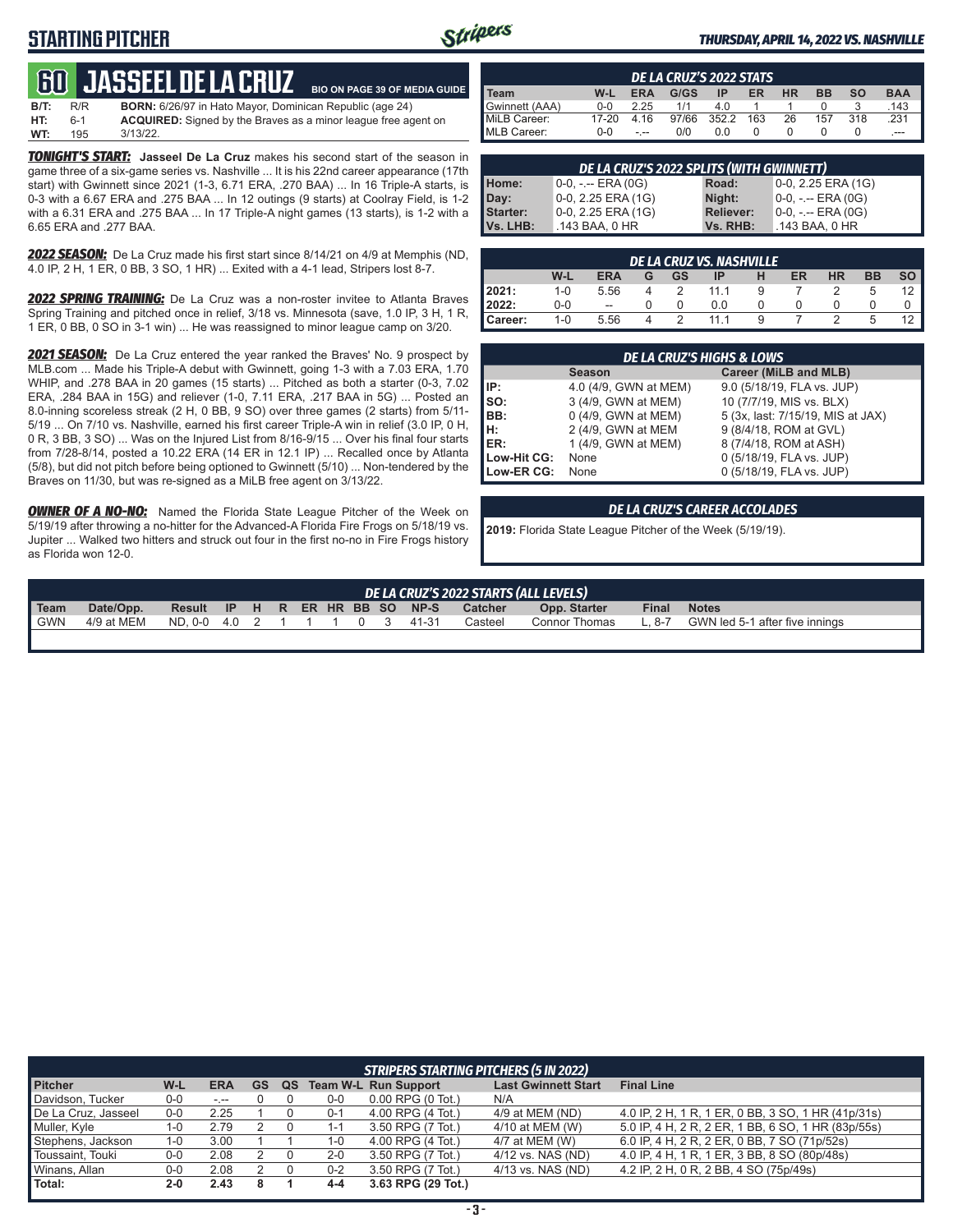## STARTING PITCHER

*THURSDAY, APRIL 14, 2022 VS. NASHVILLE*

# 60 JASSEEL DE LA CRUZ

BIO ON PAGE 39 OF MEDIA GUIDE

**B/T:** R/R  **BORN:** 6/26/97 in Hato Mayor, Dominican Republic (age 24)
**HT:** 6-1  **ACQUIRED:** Signed by the Braves as a minor league free agent on
**WT:** 195  3/13/22.

***TONIGHT'S START:*** **Jasseel De La Cruz** makes his second start of the season in game three of a six-game series vs. Nashville ... It is his 22nd career appearance (17th start) with Gwinnett since 2021 (1-3, 6.71 ERA, .270 BAA) ... In 16 Triple-A starts, is 0-3 with a 6.67 ERA and .275 BAA ... In 12 outings (9 starts) at Coolray Field, is 1-2 with a 6.31 ERA and .275 BAA ... In 17 Triple-A night games (13 starts), is 1-2 with a 6.65 ERA and .277 BAA.

***2022 SEASON:*** De La Cruz made his first start since 8/14/21 on 4/9 at Memphis (ND, 4.0 IP, 2 H, 1 ER, 0 BB, 3 SO, 1 HR) ... Exited with a 4-1 lead, Stripers lost 8-7.

***2022 SPRING TRAINING:*** De La Cruz was a non-roster invitee to Atlanta Braves Spring Training and pitched once in relief, 3/18 vs. Minnesota (save, 1.0 IP, 3 H, 1 R, 1 ER, 0 BB, 0 SO in 3-1 win) ... He was reassigned to minor league camp on 3/20.

***2021 SEASON:*** De La Cruz entered the year ranked the Braves' No. 9 prospect by MLB.com ... Made his Triple-A debut with Gwinnett, going 1-3 with a 7.03 ERA, 1.70 WHIP, and .278 BAA in 20 games (15 starts) ... Pitched as both a starter (0-3, 7.02 ERA, .284 BAA in 15G) and reliever (1-0, 7.11 ERA, .217 BAA in 5G) ... Posted an 8.0-inning scoreless streak (2 H, 0 BB, 9 SO) over three games (2 starts) from 5/11-5/19 ... On 7/10 vs. Nashville, earned his first career Triple-A win in relief (3.0 IP, 0 H, 0 R, 3 BB, 3 SO) ... Was on the Injured List from 8/16-9/15 ... Over his final four starts from 7/28-8/14, posted a 10.22 ERA (14 ER in 12.1 IP) ... Recalled once by Atlanta (5/8), but did not pitch before being optioned to Gwinnett (5/10) ... Non-tendered by the Braves on 11/30, but was re-signed as a MiLB free agent on 3/13/22.

***OWNER OF A NO-NO:*** Named the Florida State League Pitcher of the Week on 5/19/19 after throwing a no-hitter for the Advanced-A Florida Fire Frogs on 5/18/19 vs. Jupiter ... Walked two hitters and struck out four in the first no-no in Fire Frogs history as Florida won 12-0.

### DE LA CRUZ'S 2022 STATS

| Team | W-L | ERA | G/GS | IP | ER | HR | BB | SO | BAA |
|---|---|---|---|---|---|---|---|---|---|
| Gwinnett (AAA) | 0-0 | 2.25 | 1/1 | 4.0 | 1 | 1 | 0 | 3 | .143 |
| MiLB Career: | 17-20 | 4.16 | 97/66 | 352.2 | 163 | 26 | 157 | 318 | .231 |
| MLB Career: | 0-0 | -.-- | 0/0 | 0.0 | 0 | 0 | 0 | 0 | .--- |

### DE LA CRUZ'S 2022 SPLITS (WITH GWINNETT)

| | | | |
|---|---|---|---|
| Home: | 0-0, -.-- ERA (0G) | Road: | 0-0, 2.25 ERA (1G) |
| Day: | 0-0, 2.25 ERA (1G) | Night: | 0-0, -.-- ERA (0G) |
| Starter: | 0-0, 2.25 ERA (1G) | Reliever: | 0-0, -.-- ERA (0G) |
| Vs. LHB: | .143 BAA, 0 HR | Vs. RHB: | .143 BAA, 0 HR |

### DE LA CRUZ VS. NASHVILLE

| | W-L | ERA | G | GS | IP | H | ER | HR | BB | SO |
|---|---|---|---|---|---|---|---|---|---|---|
| 2021: | 1-0 | 5.56 | 4 | 2 | 11.1 | 9 | 7 | 2 | 5 | 12 |
| 2022: | 0-0 | -- | 0 | 0 | 0.0 | 0 | 0 | 0 | 0 | 0 |
| Career: | 1-0 | 5.56 | 4 | 2 | 11.1 | 9 | 7 | 2 | 5 | 12 |

### DE LA CRUZ'S HIGHS & LOWS

| | Season | Career (MiLB and MLB) |
|---|---|---|
| IP: | 4.0 (4/9, GWN at MEM) | 9.0 (5/18/19, FLA vs. JUP) |
| SO: | 3 (4/9, GWN at MEM) | 10 (7/7/19, MIS vs. BLX) |
| BB: | 0 (4/9, GWN at MEM) | 5 (3x, last: 7/15/19, MIS at JAX) |
| H: | 2 (4/9, GWN at MEM | 9 (8/4/18, ROM at GVL) |
| ER: | 1 (4/9, GWN at MEM) | 8 (7/4/18, ROM at ASH) |
| Low-Hit CG: | None | 0 (5/18/19, FLA vs. JUP) |
| Low-ER CG: | None | 0 (5/18/19, FLA vs. JUP) |

### DE LA CRUZ'S CAREER ACCOLADES

**2019:** Florida State League Pitcher of the Week (5/19/19).

### DE LA CRUZ'S 2022 STARTS (ALL LEVELS)

| Team | Date/Opp. | Result | IP | H | R | ER | HR | BB | SO | NP-S | Catcher | Opp. Starter | Final | Notes |
|---|---|---|---|---|---|---|---|---|---|---|---|---|---|---|
| GWN | 4/9 at MEM | ND, 0-0 | 4.0 | 2 | 1 | 1 | 1 | 0 | 3 | 41-31 | Casteel | Connor Thomas | L, 8-7 | GWN led 5-1 after five innings |

### STRIPERS STARTING PITCHERS (5 IN 2022)

| Pitcher | W-L | ERA | GS | QS | Team W-L | Run Support | Last Gwinnett Start | Final Line |
|---|---|---|---|---|---|---|---|---|
| Davidson, Tucker | 0-0 | -.-- | 0 | 0 | 0-0 | 0.00 RPG (0 Tot.) | N/A | |
| De La Cruz, Jasseel | 0-0 | 2.25 | 1 | 0 | 0-1 | 4.00 RPG (4 Tot.) | 4/9 at MEM (ND) | 4.0 IP, 2 H, 1 R, 1 ER, 0 BB, 3 SO, 1 HR (41p/31s) |
| Muller, Kyle | 1-0 | 2.79 | 2 | 0 | 1-1 | 3.50 RPG (7 Tot.) | 4/10 at MEM (W) | 5.0 IP, 4 H, 2 R, 2 ER, 1 BB, 6 SO, 1 HR (83p/55s) |
| Stephens, Jackson | 1-0 | 3.00 | 1 | 1 | 1-0 | 4.00 RPG (4 Tot.) | 4/7 at MEM (W) | 6.0 IP, 4 H, 2 R, 2 ER, 0 BB, 7 SO (71p/52s) |
| Toussaint, Touki | 0-0 | 2.08 | 2 | 0 | 2-0 | 3.50 RPG (7 Tot.) | 4/12 vs. NAS (ND) | 4.0 IP, 4 H, 1 R, 1 ER, 3 BB, 8 SO (80p/48s) |
| Winans, Allan | 0-0 | 2.08 | 2 | 0 | 0-2 | 3.50 RPG (7 Tot.) | 4/13 vs. NAS (ND) | 4.2 IP, 2 H, 0 R, 2 BB, 4 SO (75p/49s) |
| **Total:** | **2-0** | **2.43** | **8** | **1** | **4-4** | **3.63 RPG (29 Tot.)** | | |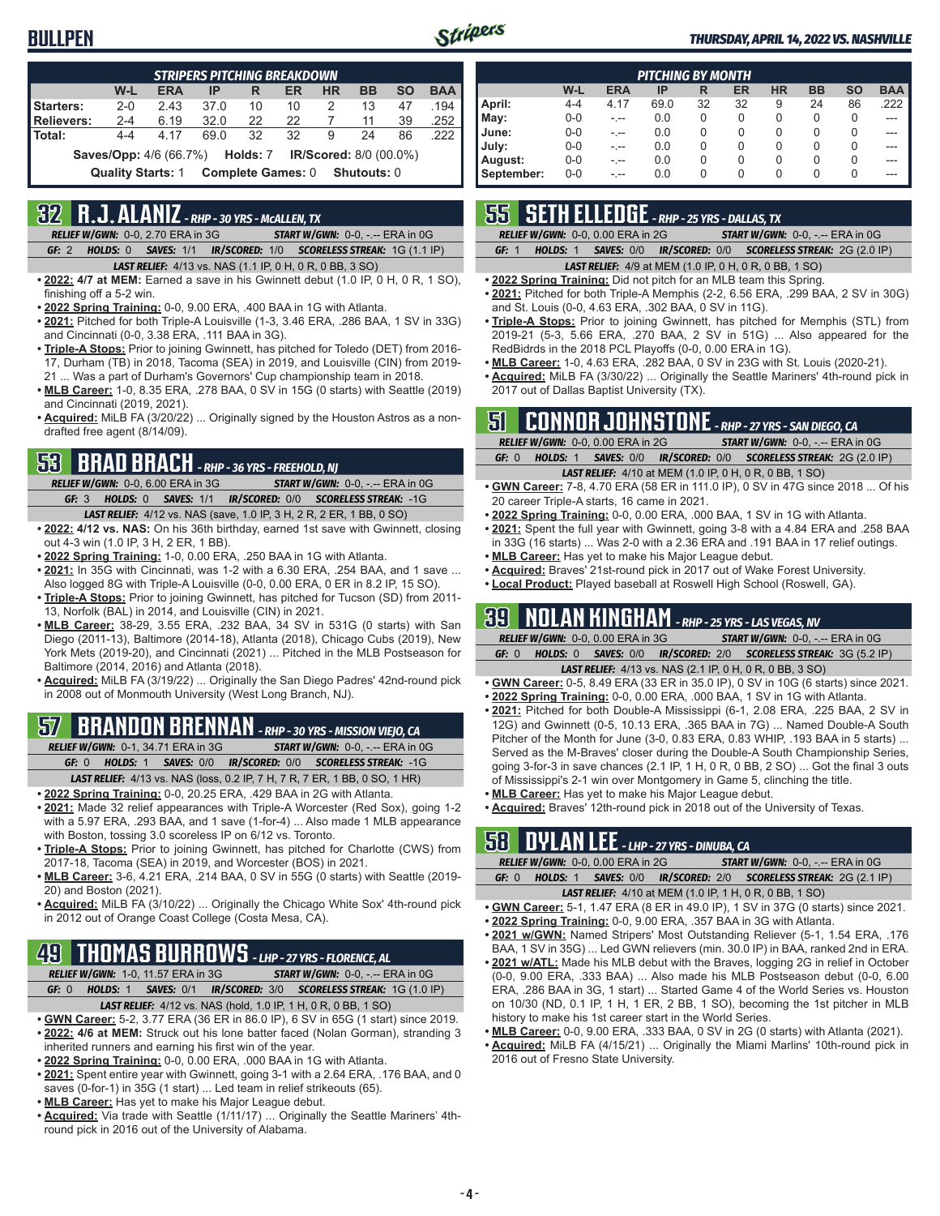# BULLPEN

**THURSDAY, APRIL 14, 2022 VS. NASHVILLE**

| STRIPERS PITCHING BREAKDOWN | W-L | ERA | IP | R | ER | HR | BB | SO | BAA |
|---|---|---|---|---|---|---|---|---|---|
| Starters: | 2-0 | 2.43 | 37.0 | 10 | 10 | 2 | 13 | 47 | .194 |
| Relievers: | 2-4 | 6.19 | 32.0 | 22 | 22 | 7 | 11 | 39 | .252 |
| Total: | 4-4 | 4.17 | 69.0 | 32 | 32 | 9 | 24 | 86 | .222 |

Saves/Opp: 4/6 (66.7%) Holds: 7 IR/Scored: 8/0 (00.0%)

Quality Starts: 1 Complete Games: 0 Shutouts: 0

| PITCHING BY MONTH | W-L | ERA | IP | R | ER | HR | BB | SO | BAA |
|---|---|---|---|---|---|---|---|---|---|
| April: | 4-4 | 4.17 | 69.0 | 32 | 32 | 9 | 24 | 86 | .222 |
| May: | 0-0 | -.-- | 0.0 | 0 | 0 | 0 | 0 | 0 | --- |
| June: | 0-0 | -.-- | 0.0 | 0 | 0 | 0 | 0 | 0 | --- |
| July: | 0-0 | -.-- | 0.0 | 0 | 0 | 0 | 0 | 0 | --- |
| August: | 0-0 | -.-- | 0.0 | 0 | 0 | 0 | 0 | 0 | --- |
| September: | 0-0 | -.-- | 0.0 | 0 | 0 | 0 | 0 | 0 | --- |

## 32 R.J. ALANIZ - RHP - 30 YRS - McALLEN, TX

*RELIEF W/GWN:* 0-0, 2.70 ERA in 3G *START W/GWN:* 0-0, -.-- ERA in 0G

*GF:* 2 *HOLDS:* 0 *SAVES:* 1/1 *IR/SCORED:* 1/0 *SCORELESS STREAK:* 1G (1.1 IP)

*LAST RELIEF:* 4/13 vs. NAS (1.1 IP, 0 H, 0 R, 0 BB, 3 SO)

- **2022: 4/7 at MEM:** Earned a save in his Gwinnett debut (1.0 IP, 0 H, 0 R, 1 SO), finishing off a 5-2 win.
- **2022 Spring Training:** 0-0, 9.00 ERA, .400 BAA in 1G with Atlanta.
- **2021:** Pitched for both Triple-A Louisville (1-3, 3.46 ERA, .286 BAA, 1 SV in 33G) and Cincinnati (0-0, 3.38 ERA, .111 BAA in 3G).
- **Triple-A Stops:** Prior to joining Gwinnett, has pitched for Toledo (DET) from 2016-17, Durham (TB) in 2018, Tacoma (SEA) in 2019, and Louisville (CIN) from 2019-21 ... Was a part of Durham's Governors' Cup championship team in 2018.
- **MLB Career:** 1-0, 8.35 ERA, .278 BAA, 0 SV in 15G (0 starts) with Seattle (2019) and Cincinnati (2019, 2021).
- **Acquired:** MiLB FA (3/20/22) ... Originally signed by the Houston Astros as a non-drafted free agent (8/14/09).

## 53 BRAD BRACH - RHP - 36 YRS - FREEHOLD, NJ

*RELIEF W/GWN:* 0-0, 6.00 ERA in 3G *START W/GWN:* 0-0, -.-- ERA in 0G

*GF:* 3 *HOLDS:* 0 *SAVES:* 1/1 *IR/SCORED:* 0/0 *SCORELESS STREAK:* -1G

*LAST RELIEF:* 4/12 vs. NAS (save, 1.0 IP, 3 H, 2 R, 2 ER, 1 BB, 0 SO)

- **2022: 4/12 vs. NAS:** On his 36th birthday, earned 1st save with Gwinnett, closing out 4-3 win (1.0 IP, 3 H, 2 ER, 1 BB).
- **2022 Spring Training:** 1-0, 0.00 ERA, .250 BAA in 1G with Atlanta.
- **2021:** In 35G with Cincinnati, was 1-2 with a 6.30 ERA, .254 BAA, and 1 save ... Also logged 8G with Triple-A Louisville (0-0, 0.00 ERA, 0 ER in 8.2 IP, 15 SO).
- **Triple-A Stops:** Prior to joining Gwinnett, has pitched for Tucson (SD) from 2011-13, Norfolk (BAL) in 2014, and Louisville (CIN) in 2021.
- **MLB Career:** 38-29, 3.55 ERA, .232 BAA, 34 SV in 531G (0 starts) with San Diego (2011-13), Baltimore (2014-18), Atlanta (2018), Chicago Cubs (2019), New York Mets (2019-20), and Cincinnati (2021) ... Pitched in the MLB Postseason for Baltimore (2014, 2016) and Atlanta (2018).
- **Acquired:** MiLB FA (3/19/22) ... Originally the San Diego Padres' 42nd-round pick in 2008 out of Monmouth University (West Long Branch, NJ).

## 57 BRANDON BRENNAN - RHP - 30 YRS - MISSION VIEJO, CA

*RELIEF W/GWN:* 0-1, 34.71 ERA in 3G *START W/GWN:* 0-0, -.-- ERA in 0G

*GF:* 0 *HOLDS:* 1 *SAVES:* 0/0 *IR/SCORED:* 0/0 *SCORELESS STREAK:* -1G

*LAST RELIEF:* 4/13 vs. NAS (loss, 0.2 IP, 7 H, 7 R, 7 ER, 1 BB, 0 SO, 1 HR)

- **2022 Spring Training:** 0-0, 20.25 ERA, .429 BAA in 2G with Atlanta.
- **2021:** Made 32 relief appearances with Triple-A Worcester (Red Sox), going 1-2 with a 5.97 ERA, .293 BAA, and 1 save (1-for-4) ... Also made 1 MLB appearance with Boston, tossing 3.0 scoreless IP on 6/12 vs. Toronto.
- **Triple-A Stops:** Prior to joining Gwinnett, has pitched for Charlotte (CWS) from 2017-18, Tacoma (SEA) in 2019, and Worcester (BOS) in 2021.
- **MLB Career:** 3-6, 4.21 ERA, .214 BAA, 0 SV in 55G (0 starts) with Seattle (2019-20) and Boston (2021).
- **Acquired:** MiLB FA (3/10/22) ... Originally the Chicago White Sox' 4th-round pick in 2012 out of Orange Coast College (Costa Mesa, CA).

## 49 THOMAS BURROWS - LHP - 27 YRS - FLORENCE, AL

*RELIEF W/GWN:* 1-0, 11.57 ERA in 3G *START W/GWN:* 0-0, -.-- ERA in 0G

*GF:* 0 *HOLDS:* 1 *SAVES:* 0/1 *IR/SCORED:* 3/0 *SCORELESS STREAK:* 1G (1.0 IP)

*LAST RELIEF:* 4/12 vs. NAS (hold, 1.0 IP, 1 H, 0 R, 0 BB, 1 SO)

- **GWN Career:** 5-2, 3.77 ERA (36 ER in 86.0 IP), 6 SV in 65G (1 start) since 2019.
- **2022: 4/6 at MEM:** Struck out his lone batter faced (Nolan Gorman), stranding 3 inherited runners and earning his first win of the year.
- **2022 Spring Training:** 0-0, 0.00 ERA, .000 BAA in 1G with Atlanta.
- **2021:** Spent entire year with Gwinnett, going 3-1 with a 2.64 ERA, .176 BAA, and 0 saves (0-for-1) in 35G (1 start) ... Led team in relief strikeouts (65).
- **MLB Career:** Has yet to make his Major League debut.
- **Acquired:** Via trade with Seattle (1/11/17) ... Originally the Seattle Mariners' 4th-round pick in 2016 out of the University of Alabama.

## 55 SETH ELLEDGE - RHP - 25 YRS - DALLAS, TX

*RELIEF W/GWN:* 0-0, 0.00 ERA in 2G *START W/GWN:* 0-0, -.-- ERA in 0G

*GF:* 1 *HOLDS:* 1 *SAVES:* 0/0 *IR/SCORED:* 0/0 *SCORELESS STREAK:* 2G (2.0 IP)

*LAST RELIEF:* 4/9 at MEM (1.0 IP, 0 H, 0 R, 0 BB, 1 SO)

- **2022 Spring Training:** Did not pitch for an MLB team this Spring.
- **2021:** Pitched for both Triple-A Memphis (2-2, 6.56 ERA, .299 BAA, 2 SV in 30G) and St. Louis (0-0, 4.63 ERA, .302 BAA, 0 SV in 11G).
- **Triple-A Stops:** Prior to joining Gwinnett, has pitched for Memphis (STL) from 2019-21 (5-3, 5.66 ERA, .270 BAA, 2 SV in 51G) ... Also appeared for the RedBirds in the 2018 PCL Playoffs (0-0, 0.00 ERA in 1G).
- **MLB Career:** 1-0, 4.63 ERA, .282 BAA, 0 SV in 23G with St. Louis (2020-21).
- **Acquired:** MiLB FA (3/30/22) ... Originally the Seattle Mariners' 4th-round pick in 2017 out of Dallas Baptist University (TX).

## 51 CONNOR JOHNSTONE - RHP - 27 YRS - SAN DIEGO, CA

*RELIEF W/GWN:* 0-0, 0.00 ERA in 2G *START W/GWN:* 0-0, -.-- ERA in 0G

*GF:* 0 *HOLDS:* 1 *SAVES:* 0/0 *IR/SCORED:* 0/0 *SCORELESS STREAK:* 2G (2.0 IP)

*LAST RELIEF:* 4/10 at MEM (1.0 IP, 0 H, 0 R, 0 BB, 1 SO)

- **GWN Career:** 7-8, 4.70 ERA (58 ER in 111.0 IP), 0 SV in 47G since 2018 ... Of his 20 career Triple-A starts, 16 came in 2021.
- **2022 Spring Training:** 0-0, 0.00 ERA, .000 BAA, 1 SV in 1G with Atlanta.
- **2021:** Spent the full year with Gwinnett, going 3-8 with a 4.84 ERA and .258 BAA in 33G (16 starts) ... Was 2-0 with a 2.36 ERA and .191 BAA in 17 relief outings.
- **MLB Career:** Has yet to make his Major League debut.
- **Acquired:** Braves' 21st-round pick in 2017 out of Wake Forest University.
- **Local Product:** Played baseball at Roswell High School (Roswell, GA).

## 39 NOLAN KINGHAM - RHP - 25 YRS - LAS VEGAS, NV

*RELIEF W/GWN:* 0-0, 0.00 ERA in 3G *START W/GWN:* 0-0, -.-- ERA in 0G

*GF:* 0 *HOLDS:* 0 *SAVES:* 0/0 *IR/SCORED:* 2/0 *SCORELESS STREAK:* 3G (5.2 IP)

*LAST RELIEF:* 4/13 vs. NAS (2.1 IP, 0 H, 0 R, 0 BB, 3 SO)

- **GWN Career:** 0-5, 8.49 ERA (33 ER in 35.0 IP), 0 SV in 10G (6 starts) since 2021.
- **2022 Spring Training:** 0-0, 0.00 ERA, .000 BAA, 1 SV in 1G with Atlanta.
- **2021:** Pitched for both Double-A Mississippi (6-1, 2.08 ERA, .225 BAA, 2 SV in 12G) and Gwinnett (0-5, 10.13 ERA, .365 BAA in 7G) ... Named Double-A South Pitcher of the Month for June (3-0, 0.83 ERA, 0.83 WHIP, .193 BAA in 5 starts) ... Served as the M-Braves' closer during the Double-A South Championship Series, going 3-for-3 in save chances (2.1 IP, 1 H, 0 R, 0 BB, 2 SO) ... Got the final 3 outs of Mississippi's 2-1 win over Montgomery in Game 5, clinching the title.
- **MLB Career:** Has yet to make his Major League debut.
- **Acquired:** Braves' 12th-round pick in 2018 out of the University of Texas.

## 58 DYLAN LEE - LHP - 27 YRS - DINUBA, CA

*RELIEF W/GWN:* 0-0, 0.00 ERA in 2G *START W/GWN:* 0-0, -.-- ERA in 0G

*GF:* 0 *HOLDS:* 1 *SAVES:* 0/0 *IR/SCORED:* 2/0 *SCORELESS STREAK:* 2G (2.1 IP)

*LAST RELIEF:* 4/10 at MEM (1.0 IP, 1 H, 0 R, 0 BB, 1 SO)

- **GWN Career:** 5-1, 1.47 ERA (8 ER in 49.0 IP), 1 SV in 37G (0 starts) since 2021.
- **2022 Spring Training:** 0-0, 9.00 ERA, .357 BAA in 3G with Atlanta.
- **2021 w/GWN:** Named Stripers' Most Outstanding Reliever (5-1, 1.54 ERA, .176 BAA, 1 SV in 35G) ... Led GWN relievers (min. 30.0 IP) in BAA, ranked 2nd in ERA.
- **2021 w/ATL:** Made his MLB debut with the Braves, logging 2G in relief in October (0-0, 9.00 ERA, .333 BAA) ... Also made his MLB Postseason debut (0-0, 6.00 ERA, .286 BAA in 3G, 1 start) ... Started Game 4 of the World Series vs. Houston on 10/30 (ND, 0.1 IP, 1 H, 1 ER, 2 BB, 1 SO), becoming the 1st pitcher in MLB history to make his 1st career start in the World Series.
- **MLB Career:** 0-0, 9.00 ERA, .333 BAA, 0 SV in 2G (0 starts) with Atlanta (2021).
- **Acquired:** MiLB FA (4/15/21) ... Originally the Miami Marlins' 10th-round pick in 2016 out of Fresno State University.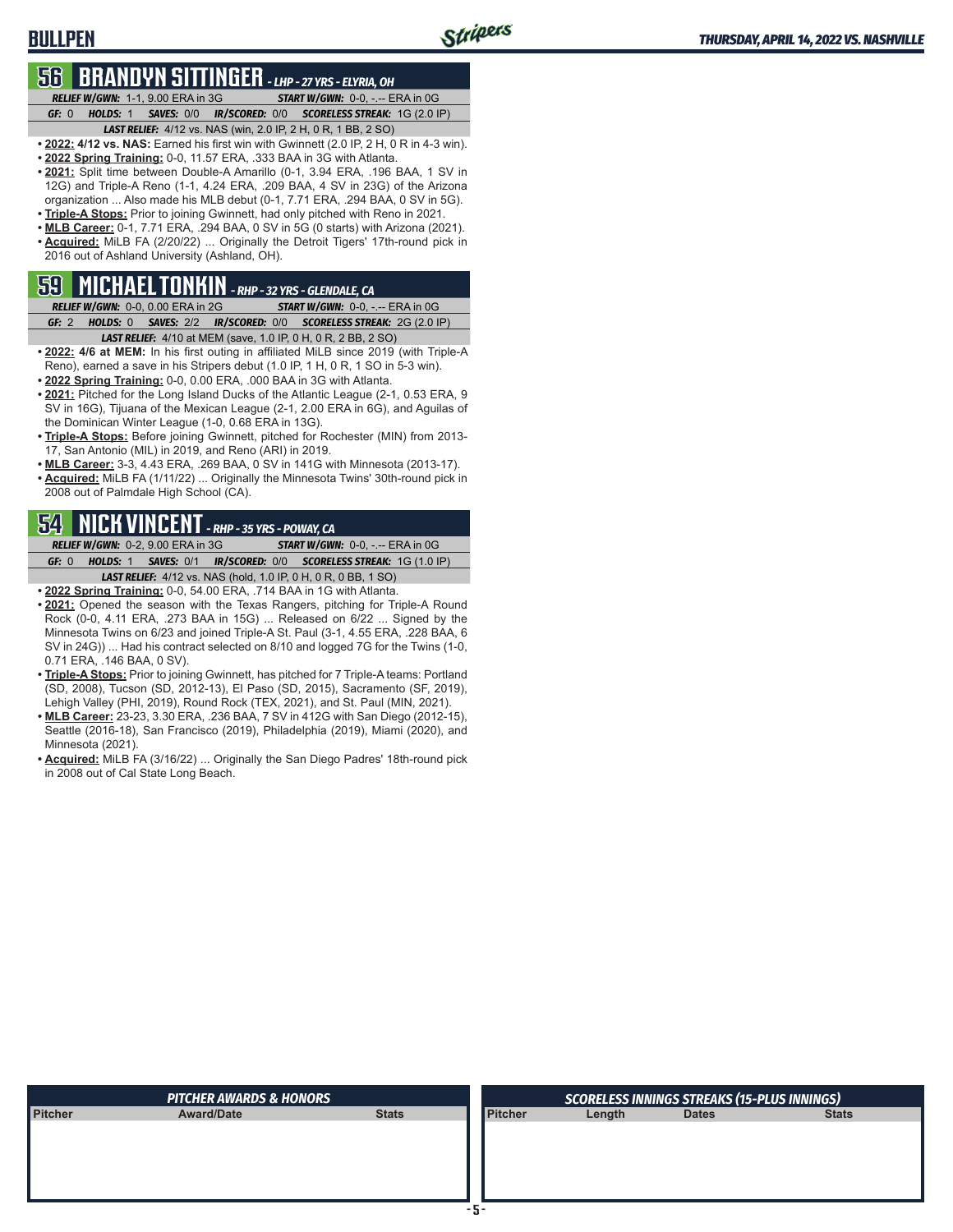## BULLPEN

### 56 BRANDYN SITTINGER - LHP - 27 YRS - ELYRIA, OH

**RELIEF W/GWN:** 1-1, 9.00 ERA in 3G **START W/GWN:** 0-0, -.-- ERA in 0G

**GF:** 0 **HOLDS:** 1 **SAVES:** 0/0 **IR/SCORED:** 0/0 **SCORELESS STREAK:** 1G (2.0 IP)

**LAST RELIEF:** 4/12 vs. NAS (win, 2.0 IP, 2 H, 0 R, 1 BB, 2 SO)

- **2022: 4/12 vs. NAS:** Earned his first win with Gwinnett (2.0 IP, 2 H, 0 R in 4-3 win).
- **2022 Spring Training:** 0-0, 11.57 ERA, .333 BAA in 3G with Atlanta.
- **2021:** Split time between Double-A Amarillo (0-1, 3.94 ERA, .196 BAA, 1 SV in 12G) and Triple-A Reno (1-1, 4.24 ERA, .209 BAA, 4 SV in 23G) of the Arizona organization ... Also made his MLB debut (0-1, 7.71 ERA, .294 BAA, 0 SV in 5G).
- **Triple-A Stops:** Prior to joining Gwinnett, had only pitched with Reno in 2021.
- **MLB Career:** 0-1, 7.71 ERA, .294 BAA, 0 SV in 5G (0 starts) with Arizona (2021).
- **Acquired:** MiLB FA (2/20/22) ... Originally the Detroit Tigers' 17th-round pick in 2016 out of Ashland University (Ashland, OH).

### 59 MICHAEL TONKIN - RHP - 32 YRS - GLENDALE, CA

**RELIEF W/GWN:** 0-0, 0.00 ERA in 2G **START W/GWN:** 0-0, -.-- ERA in 0G

**GF:** 2 **HOLDS:** 0 **SAVES:** 2/2 **IR/SCORED:** 0/0 **SCORELESS STREAK:** 2G (2.0 IP)

**LAST RELIEF:** 4/10 at MEM (save, 1.0 IP, 0 H, 0 R, 2 BB, 2 SO)

- **2022: 4/6 at MEM:** In his first outing in affiliated MiLB since 2019 (with Triple-A Reno), earned a save in his Stripers debut (1.0 IP, 1 H, 0 R, 1 SO in 5-3 win).
- **2022 Spring Training:** 0-0, 0.00 ERA, .000 BAA in 3G with Atlanta.
- **2021:** Pitched for the Long Island Ducks of the Atlantic League (2-1, 0.53 ERA, 9 SV in 16G), Tijuana of the Mexican League (2-1, 2.00 ERA in 6G), and Aguilas of the Dominican Winter League (1-0, 0.68 ERA in 13G).
- **Triple-A Stops:** Before joining Gwinnett, pitched for Rochester (MIN) from 2013-17, San Antonio (MIL) in 2019, and Reno (ARI) in 2019.
- **MLB Career:** 3-3, 4.43 ERA, .269 BAA, 0 SV in 141G with Minnesota (2013-17).
- **Acquired:** MiLB FA (1/11/22) ... Originally the Minnesota Twins' 30th-round pick in 2008 out of Palmdale High School (CA).

### 54 NICK VINCENT - RHP - 35 YRS - POWAY, CA

**RELIEF W/GWN:** 0-2, 9.00 ERA in 3G **START W/GWN:** 0-0, -.-- ERA in 0G

**GF:** 0 **HOLDS:** 1 **SAVES:** 0/1 **IR/SCORED:** 0/0 **SCORELESS STREAK:** 1G (1.0 IP)

**LAST RELIEF:** 4/12 vs. NAS (hold, 1.0 IP, 0 H, 0 R, 0 BB, 1 SO)

- **2022 Spring Training:** 0-0, 54.00 ERA, .714 BAA in 1G with Atlanta.
- **2021:** Opened the season with the Texas Rangers, pitching for Triple-A Round Rock (0-0, 4.11 ERA, .273 BAA in 15G) ... Released on 6/22 ... Signed by the Minnesota Twins on 6/23 and joined Triple-A St. Paul (3-1, 4.55 ERA, .228 BAA, 6 SV in 24G)) ... Had his contract selected on 8/10 and logged 7G for the Twins (1-0, 0.71 ERA, .146 BAA, 0 SV).
- **Triple-A Stops:** Prior to joining Gwinnett, has pitched for 7 Triple-A teams: Portland (SD, 2008), Tucson (SD, 2012-13), El Paso (SD, 2015), Sacramento (SF, 2019), Lehigh Valley (PHI, 2019), Round Rock (TEX, 2021), and St. Paul (MIN, 2021).
- **MLB Career:** 23-23, 3.30 ERA, .236 BAA, 7 SV in 412G with San Diego (2012-15), Seattle (2016-18), San Francisco (2019), Philadelphia (2019), Miami (2020), and Minnesota (2021).
- **Acquired:** MiLB FA (3/16/22) ... Originally the San Diego Padres' 18th-round pick in 2008 out of Cal State Long Beach.

#### PITCHER AWARDS & HONORS

| Pitcher | Award/Date | Stats |
|---|---|---|
| | | |

#### SCORELESS INNINGS STREAKS (15-PLUS INNINGS)

| Pitcher | Length | Dates | Stats |
|---|---|---|---|
| | | | |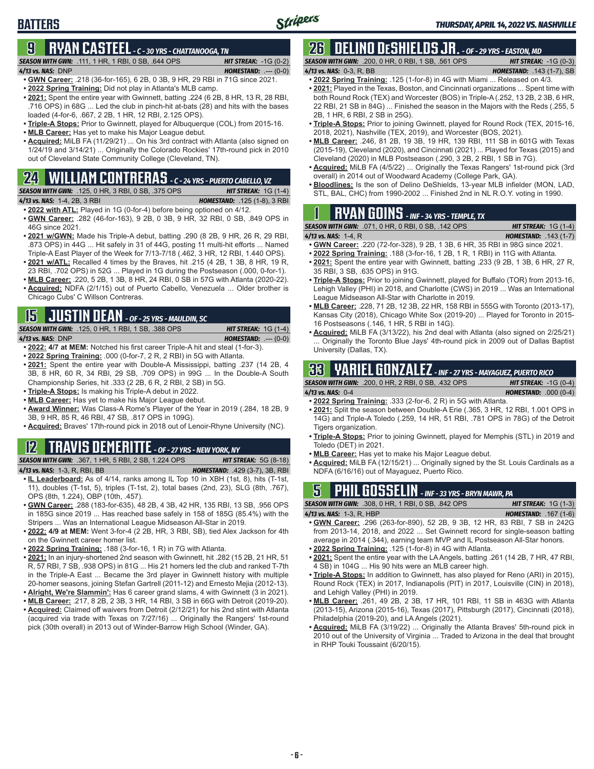# BATTERS

THURSDAY, APRIL 14, 2022 VS. NASHVILLE

## 9 RYAN CASTEEL - C - 30 YRS - CHATTANOOGA, TN

**SEASON WITH GWN:** .111, 1 HR, 1 RBI, 0 SB, .644 OPS — **HIT STREAK:** -1G (0-2)
**4/13 vs. NAS:** DNP — **HOMESTAND:** .--- (0-0)

- **GWN Career:** .218 (36-for-165), 6 2B, 0 3B, 9 HR, 29 RBI in 71G since 2021.
- **2022 Spring Training:** Did not play in Atlanta's MLB camp.
- **2021:** Spent the entire year with Gwinnett, batting .224 (6 2B, 8 HR, 13 R, 28 RBI, .716 OPS) in 68G ... Led the club in pinch-hit at-bats (28) and hits with the bases loaded (4-for-6, .667, 2 2B, 1 HR, 12 RBI, 2.125 OPS).
- **Triple-A Stops:** Prior to Gwinnett, played for Albuquerque (COL) from 2015-16.
- **MLB Career:** Has yet to make his Major League debut.
- **Acquired:** MiLB FA (11/29/21) ... On his 3rd contract with Atlanta (also signed on 1/24/19 and 3/14/21) ... Originally the Colorado Rockies' 17th-round pick in 2010 out of Cleveland State Community College (Cleveland, TN).

## 24 WILLIAM CONTRERAS - C - 24 YRS - PUERTO CABELLO, VZ

**SEASON WITH GWN:** .125, 0 HR, 3 RBI, 0 SB, .375 OPS — **HIT STREAK:** 1G (1-4)
**4/13 vs. NAS:** 1-4, 2B, 3 RBI — **HOMESTAND:** .125 (1-8), 3 RBI

- **2022 with ATL:** Played in 1G (0-for-4) before being optioned on 4/12.
- **GWN Career:** .282 (46-for-163), 9 2B, 0 3B, 9 HR, 32 RBI, 0 SB, .849 OPS in 46G since 2021.
- **2021 w/GWN:** Made his Triple-A debut, batting .290 (8 2B, 9 HR, 26 R, 29 RBI, .873 OPS) in 44G ... Hit safely in 31 of 44G, posting 11 multi-hit efforts ... Named Triple-A East Player of the Week for 7/13-7/18 (.462, 3 HR, 12 RBI, 1.440 OPS).
- **2021 w/ATL:** Recalled 4 times by the Braves, hit .215 (4 2B, 1 3B, 8 HR, 19 R, 23 RBI, .702 OPS) in 52G ... Played in 1G during the Postseason (.000, 0-for-1).
- **MLB Career:** .220, 5 2B, 1 3B, 8 HR, 24 RBI, 0 SB in 57G with Atlanta (2020-22).
- **Acquired:** NDFA (2/1/15) out of Puerto Cabello, Venezuela ... Older brother is Chicago Cubs' C Willson Contreras.

## 15 JUSTIN DEAN - OF - 25 YRS - MAULDIN, SC

**SEASON WITH GWN:** .125, 0 HR, 1 RBI, 1 SB, .388 OPS — **HIT STREAK:** 1G (1-4)
**4/13 vs. NAS:** DNP — **HOMESTAND:** .--- (0-0)

- **2022:** 4/7 at MEM: Notched his first career Triple-A hit and steal (1-for-3).
- **2022 Spring Training:** .000 (0-for-7, 2 R, 2 RBI) in 5G with Atlanta.
- **2021:** Spent the entire year with Double-A Mississippi, batting .237 (14 2B, 4 3B, 8 HR, 60 R, 34 RBI, 29 SB, .709 OPS) in 99G ... In the Double-A South Championship Series, hit .333 (2 2B, 6 R, 2 RBI, 2 SB) in 5G.
- **Triple-A Stops:** Is making his Triple-A debut in 2022.
- **MLB Career:** Has yet to make his Major League debut.
- **Award Winner:** Was Class-A Rome's Player of the Year in 2019 (.284, 18 2B, 9 3B, 9 HR, 85 R, 46 RBI, 47 SB, .817 OPS in 109G).
- **Acquired:** Braves' 17th-round pick in 2018 out of Lenoir-Rhyne University (NC).

## 12 TRAVIS DEMERITTE - OF - 27 YRS - NEW YORK, NY

**SEASON WITH GWN:** .367, 1 HR, 5 RBI, 2 SB, 1.224 OPS — **HIT STREAK:** 5G (8-18)
**4/13 vs. NAS:** 1-3, R, RBI, BB — **HOMESTAND:** .429 (3-7), 3B, RBI

- **IL Leaderboard:** As of 4/14, ranks among IL Top 10 in XBH (1st, 8), hits (T-1st, 11), doubles (T-1st, 5), triples (T-1st, 2), total bases (2nd, 23), SLG (8th, .767), OPS (8th, 1.224), OBP (10th, .457).
- **GWN Career:** .288 (183-for-635), 48 2B, 4 3B, 42 HR, 135 RBI, 13 SB, .956 OPS in 185G since 2019 ... Has reached base safely in 158 of 185G (85.4%) with the Stripers ... Was an International League Midseason All-Star in 2019.
- **2022:** 4/9 at MEM: Went 3-for-4 (2 2B, HR, 3 RBI, SB), tied Alex Jackson for 4th on the Gwinnett career homer list.
- **2022 Spring Training:** .188 (3-for-16, 1 R) in 7G with Atlanta.
- **2021:** In an injury-shortened 2nd season with Gwinnett, hit .282 (15 2B, 21 HR, 51 R, 57 RBI, 7 SB, .938 OPS) in 81G ... His 21 homers led the club and ranked T-7th in the Triple-A East ... Became the 3rd player in Gwinnett history with multiple 20-homer seasons, joining Stefan Gartrell (2011-12) and Ernesto Mejia (2012-13).
- **Alright, We're Slammin':** Has 6 career grand slams, 4 with Gwinnett (3 in 2021).
- **MLB Career:** .217, 8 2B, 2 3B, 3 HR, 14 RBI, 3 SB in 66G with Detroit (2019-20).
- **Acquired:** Claimed off waivers from Detroit (2/12/21) for his 2nd stint with Atlanta (acquired via trade with Texas on 7/27/16) ... Originally the Rangers' 1st-round pick (30th overall) in 2013 out of Winder-Barrow High School (Winder, GA).

## 26 DELINO DESHIELDS JR. - OF - 29 YRS - EASTON, MD

**SEASON WITH GWN:** .200, 0 HR, 0 RBI, 1 SB, .561 OPS — **HIT STREAK:** -1G (0-3)
**4/13 vs. NAS:** 0-3, R, BB — **HOMESTAND:** .143 (1-7), SB

- **2022 Spring Training:** .125 (1-for-8) in 4G with Miami ... Released on 4/3.
- **2021:** Played in the Texas, Boston, and Cincinnati organizations ... Spent time with both Round Rock (TEX) and Worcester (BOS) in Triple-A (.252, 13 2B, 2 3B, 6 HR, 22 RBI, 21 SB in 84G) ... Finished the season in the Majors with the Reds (.255, 5 2B, 1 HR, 6 RBI, 2 SB in 25G).
- **Triple-A Stops:** Prior to joining Gwinnett, played for Round Rock (TEX, 2015-16, 2018, 2021), Nashville (TEX, 2019), and Worcester (BOS, 2021).
- **MLB Career:** .246, 81 2B, 19 3B, 19 HR, 139 RBI, 111 SB in 601G with Texas (2015-19), Cleveland (2020), and Cincinnati (2021) ... Played for Texas (2015) and Cleveland (2020) in MLB Postseason (.290, 3 2B, 2 RBI, 1 SB in 7G).
- **Acquired:** MiLB FA (4/5/22) ... Originally the Texas Rangers' 1st-round pick (3rd overall) in 2014 out of Woodward Academy (College Park, GA).
- **Bloodlines:** Is the son of Delino DeShields, 13-year MLB infielder (MON, LAD, STL, BAL, CHC) from 1990-2002 ... Finished 2nd in NL R.O.Y. voting in 1990.

## 1 RYAN GOINS - INF - 34 YRS - TEMPLE, TX

**SEASON WITH GWN:** .071, 0 HR, 0 RBI, 0 SB, .142 OPS — **HIT STREAK:** 1G (1-4)
**4/13 vs. NAS:** 1-4, R — **HOMESTAND:** .143 (1-7)

- **GWN Career:** .220 (72-for-328), 9 2B, 1 3B, 6 HR, 35 RBI in 98G since 2021.
- **2022 Spring Training:** .188 (3-for-16, 1 2B, 1 R, 1 RBI) in 11G with Atlanta.
- **2021:** Spent the entire year with Gwinnett, batting .233 (9 2B, 1 3B, 6 HR, 27 R, 35 RBI, 3 SB, .635 OPS) in 91G.
- **Triple-A Stops:** Prior to joining Gwinnett, played for Buffalo (TOR) from 2013-16, Lehigh Valley (PHI) in 2018, and Charlotte (CWS) in 2019 ... Was an International League Midseason All-Star with Charlotte in 2019.
- **MLB Career:** .228, 71 2B, 12 3B, 22 HR, 158 RBI in 555G with Toronto (2013-17), Kansas City (2018), Chicago White Sox (2019-20) ... Played for Toronto in 2015-16 Postseasons (.146, 1 HR, 5 RBI in 14G).
- **Acquired:** MiLB FA (3/13/22), his 2nd deal with Atlanta (also signed on 2/25/21) ... Originally the Toronto Blue Jays' 4th-round pick in 2009 out of Dallas Baptist University (Dallas, TX).

## 33 YARIEL GONZALEZ - INF - 27 YRS - MAYAGUEZ, PUERTO RICO

**SEASON WITH GWN:** .200, 0 HR, 2 RBI, 0 SB, .432 OPS — **HIT STREAK:** -1G (0-4)
**4/13 vs. NAS:** 0-4 — **HOMESTAND:** .000 (0-4)

- **2022 Spring Training:** .333 (2-for-6, 2 R) in 5G with Atlanta.
- **2021:** Split the season between Double-A Erie (.365, 3 HR, 12 RBI, 1.001 OPS in 14G) and Triple-A Toledo (.259, 14 HR, 51 RBI, .781 OPS in 78G) of the Detroit Tigers organization.
- **Triple-A Stops:** Prior to joining Gwinnett, played for Memphis (STL) in 2019 and Toledo (DET) in 2021.
- **MLB Career:** Has yet to make his Major League debut.
- **Acquired:** MiLB FA (12/15/21) ... Originally signed by the St. Louis Cardinals as a NDFA (6/16/16) out of Mayaguez, Puerto Rico.

## 5 PHIL GOSSELIN - INF - 33 YRS - BRYN MAWR, PA

**SEASON WITH GWN:** .308, 0 HR, 1 RBI, 0 SB, .842 OPS — **HIT STREAK:** 1G (1-3)
**4/13 vs. NAS:** 1-3, R, HBP — **HOMESTAND:** .167 (1-6)

- **GWN Career:** .296 (263-for-890), 52 2B, 9 3B, 12 HR, 83 RBI, 7 SB in 242G from 2013-14, 2018, and 2022 ... Set Gwinnett record for single-season batting average in 2014 (.344), earning team MVP and IL Postseason All-Star honors.
- **2022 Spring Training:** .125 (1-for-8) in 4G with Atlanta.
- **2021:** Spent the entire year with the LA Angels, batting .261 (14 2B, 7 HR, 47 RBI, 4 SB) in 104G ... His 90 hits were an MLB career high.
- **Triple-A Stops:** In addition to Gwinnett, has also played for Reno (ARI) in 2015), Round Rock (TEX) in 2017, Indianapolis (PIT) in 2017, Louisville (CIN) in 2018), and Lehigh Valley (PHI) in 2019.
- **MLB Career:** .261, 49 2B, 2 3B, 17 HR, 101 RBI, 11 SB in 463G with Atlanta (2013-15), Arizona (2015-16), Texas (2017), Pittsburgh (2017), Cincinnati (2018), Philadelphia (2019-20), and LA Angels (2021).
- **Acquired:** MiLB FA (3/19/22) ... Originally the Atlanta Braves' 5th-round pick in 2010 out of the University of Virginia ... Traded to Arizona in the deal that brought in RHP Touki Toussaint (6/20/15).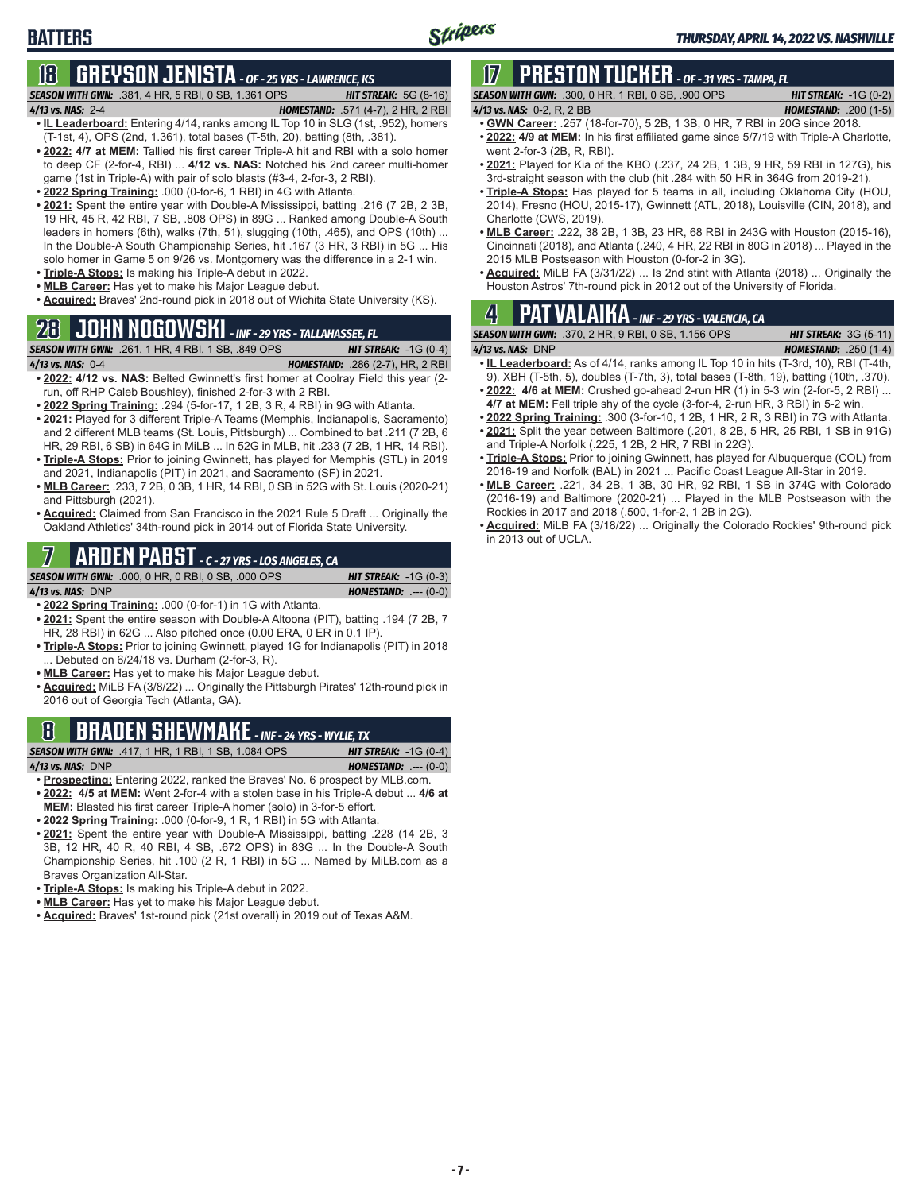## BATTERS

*THURSDAY, APRIL 14, 2022 VS. NASHVILLE*

## 18 GREYSON JENISTA - OF - 25 YRS - LAWRENCE, KS

***SEASON WITH GWN:*** .381, 4 HR, 5 RBI, 0 SB, 1.361 OPS — ***HIT STREAK:*** 5G (8-16)

***4/13 vs. NAS:*** 2-4 — ***HOMESTAND:*** .571 (4-7), 2 HR, 2 RBI

- **IL Leaderboard:** Entering 4/14, ranks among IL Top 10 in SLG (1st, .952), homers (T-1st, 4), OPS (2nd, 1.361), total bases (T-5th, 20), batting (8th, .381).
- **2022: 4/7 at MEM:** Tallied his first career Triple-A hit and RBI with a solo homer to deep CF (2-for-4, RBI) ... **4/12 vs. NAS:** Notched his 2nd career multi-homer game (1st in Triple-A) with pair of solo blasts (#3-4, 2-for-3, 2 RBI).
- **2022 Spring Training:** .000 (0-for-6, 1 RBI) in 4G with Atlanta.
- **2021:** Spent the entire year with Double-A Mississippi, batting .216 (7 2B, 2 3B, 19 HR, 45 R, 42 RBI, 7 SB, .808 OPS) in 89G ... Ranked among Double-A South leaders in homers (6th), walks (7th, 51), slugging (10th, .465), and OPS (10th) ... In the Double-A South Championship Series, hit .167 (3 HR, 3 RBI) in 5G ... His solo homer in Game 5 on 9/26 vs. Montgomery was the difference in a 2-1 win.
- **Triple-A Stops:** Is making his Triple-A debut in 2022.
- **MLB Career:** Has yet to make his Major League debut.
- **Acquired:** Braves' 2nd-round pick in 2018 out of Wichita State University (KS).

## 28 JOHN NOGOWSKI - INF - 29 YRS - TALLAHASSEE, FL

***SEASON WITH GWN:*** .261, 1 HR, 4 RBI, 1 SB, .849 OPS — ***HIT STREAK:*** -1G (0-4)

***4/13 vs. NAS:*** 0-4 — ***HOMESTAND:*** .286 (2-7), HR, 2 RBI

- **2022: 4/12 vs. NAS:** Belted Gwinnett's first homer at Coolray Field this year (2-run, off RHP Caleb Boushley), finished 2-for-4 with 2 RBI.
- **2022 Spring Training:** .294 (5-for-17, 1 2B, 3 R, 4 RBI) in 9G with Atlanta.
- **2021:** Played for 3 different Triple-A Teams (Memphis, Indianapolis, Sacramento) and 2 different MLB teams (St. Louis, Pittsburgh) ... Combined to bat .211 (7 2B, 6 HR, 29 RBI, 6 SB) in 64G in MiLB ... In 52G in MLB, hit .233 (7 2B, 1 HR, 14 RBI).
- **Triple-A Stops:** Prior to joining Gwinnett, has played for Memphis (STL) in 2019 and 2021, Indianapolis (PIT) in 2021, and Sacramento (SF) in 2021.
- **MLB Career:** .233, 7 2B, 0 3B, 1 HR, 14 RBI, 0 SB in 52G with St. Louis (2020-21) and Pittsburgh (2021).
- **Acquired:** Claimed from San Francisco in the 2021 Rule 5 Draft ... Originally the Oakland Athletics' 34th-round pick in 2014 out of Florida State University.

## 7 ARDEN PABST - C - 27 YRS - LOS ANGELES, CA

***SEASON WITH GWN:*** .000, 0 HR, 0 RBI, 0 SB, .000 OPS — ***HIT STREAK:*** -1G (0-3)

***4/13 vs. NAS:*** DNP — ***HOMESTAND:*** .--- (0-0)

- **2022 Spring Training:** .000 (0-for-1) in 1G with Atlanta.
- **2021:** Spent the entire season with Double-A Altoona (PIT), batting .194 (7 2B, 7 HR, 28 RBI) in 62G ... Also pitched once (0.00 ERA, 0 ER in 0.1 IP).
- **Triple-A Stops:** Prior to joining Gwinnett, played 1G for Indianapolis (PIT) in 2018 ... Debuted on 6/24/18 vs. Durham (2-for-3, R).
- **MLB Career:** Has yet to make his Major League debut.
- **Acquired:** MiLB FA (3/8/22) ... Originally the Pittsburgh Pirates' 12th-round pick in 2016 out of Georgia Tech (Atlanta, GA).

## 8 BRADEN SHEWMAKE - INF - 24 YRS - WYLIE, TX

***SEASON WITH GWN:*** .417, 1 HR, 1 RBI, 1 SB, 1.084 OPS — ***HIT STREAK:*** -1G (0-4)

***4/13 vs. NAS:*** DNP — ***HOMESTAND:*** .--- (0-0)

- **Prospecting:** Entering 2022, ranked the Braves' No. 6 prospect by MLB.com.
- **2022: 4/5 at MEM:** Went 2-for-4 with a stolen base in his Triple-A debut ... **4/6 at MEM:** Blasted his first career Triple-A homer (solo) in 3-for-5 effort.
- **2022 Spring Training:** .000 (0-for-9, 1 R, 1 RBI) in 5G with Atlanta.
- **2021:** Spent the entire year with Double-A Mississippi, batting .228 (14 2B, 3 3B, 12 HR, 40 R, 40 RBI, 4 SB, .672 OPS) in 83G ... In the Double-A South Championship Series, hit .100 (2 R, 1 RBI) in 5G ... Named by MiLB.com as a Braves Organization All-Star.
- **Triple-A Stops:** Is making his Triple-A debut in 2022.
- **MLB Career:** Has yet to make his Major League debut.
- **Acquired:** Braves' 1st-round pick (21st overall) in 2019 out of Texas A&M.

## 17 PRESTON TUCKER - OF - 31 YRS - TAMPA, FL

***SEASON WITH GWN:*** .300, 0 HR, 1 RBI, 0 SB, .900 OPS — ***HIT STREAK:*** -1G (0-2)

***4/13 vs. NAS:*** 0-2, R, 2 BB — ***HOMESTAND:*** .200 (1-5)

- **GWN Career:** .257 (18-for-70), 5 2B, 1 3B, 0 HR, 7 RBI in 20G since 2018.
- **2022: 4/9 at MEM:** In his first affiliated game since 5/7/19 with Triple-A Charlotte, went 2-for-3 (2B, R, RBI).
- **2021:** Played for Kia of the KBO (.237, 24 2B, 1 3B, 9 HR, 59 RBI in 127G), his 3rd-straight season with the club (hit .284 with 50 HR in 364G from 2019-21).
- **Triple-A Stops:** Has played for 5 teams in all, including Oklahoma City (HOU, 2014), Fresno (HOU, 2015-17), Gwinnett (ATL, 2018), Louisville (CIN, 2018), and Charlotte (CWS, 2019).
- **MLB Career:** .222, 38 2B, 1 3B, 23 HR, 68 RBI in 243G with Houston (2015-16), Cincinnati (2018), and Atlanta (.240, 4 HR, 22 RBI in 80G in 2018) ... Played in the 2015 MLB Postseason with Houston (0-for-2 in 3G).
- **Acquired:** MiLB FA (3/31/22) ... Is 2nd stint with Atlanta (2018) ... Originally the Houston Astros' 7th-round pick in 2012 out of the University of Florida.

## 4 PAT VALAIKA - INF - 29 YRS - VALENCIA, CA

***SEASON WITH GWN:*** .370, 2 HR, 9 RBI, 0 SB, 1.156 OPS — ***HIT STREAK:*** 3G (5-11)

***4/13 vs. NAS:*** DNP — ***HOMESTAND:*** .250 (1-4)

- **IL Leaderboard:** As of 4/14, ranks among IL Top 10 in hits (T-3rd, 10), RBI (T-4th, 9), XBH (T-5th, 5), doubles (T-7th, 3), total bases (T-8th, 19), batting (10th, .370).
- **2022: 4/6 at MEM:** Crushed go-ahead 2-run HR (1) in 5-3 win (2-for-5, 2 RBI) ... **4/7 at MEM:** Fell triple shy of the cycle (3-for-4, 2-run HR, 3 RBI) in 5-2 win.
- **2022 Spring Training:** .300 (3-for-10, 1 2B, 1 HR, 2 R, 3 RBI) in 7G with Atlanta.
- **2021:** Split the year between Baltimore (.201, 8 2B, 5 HR, 25 RBI, 1 SB in 91G) and Triple-A Norfolk (.225, 1 2B, 2 HR, 7 RBI in 22G).
- **Triple-A Stops:** Prior to joining Gwinnett, has played for Albuquerque (COL) from 2016-19 and Norfolk (BAL) in 2021 ... Pacific Coast League All-Star in 2019.
- **MLB Career:** .221, 34 2B, 1 3B, 30 HR, 92 RBI, 1 SB in 374G with Colorado (2016-19) and Baltimore (2020-21) ... Played in the MLB Postseason with the Rockies in 2017 and 2018 (.500, 1-for-2, 1 2B in 2G).
- **Acquired:** MiLB FA (3/18/22) ... Originally the Colorado Rockies' 9th-round pick in 2013 out of UCLA.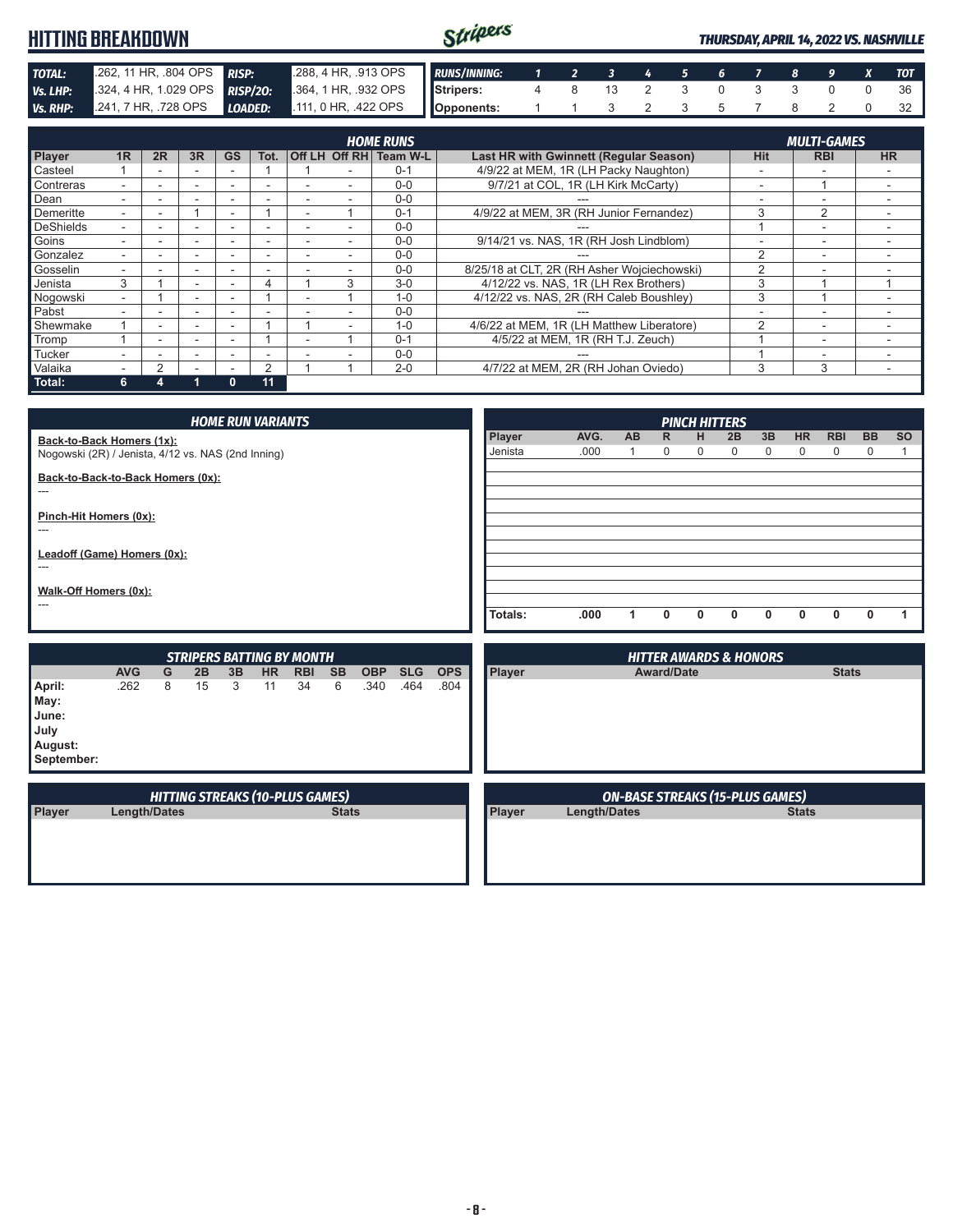# HITTING BREAKDOWN

*THURSDAY, APRIL 14, 2022 VS. NASHVILLE*

| | | | |
|---|---|---|---|
| **TOTAL:** | .262, 11 HR, .804 OPS | **RISP:** | .288, 4 HR, .913 OPS |
| **Vs. LHP:** | .324, 4 HR, 1.029 OPS | **RISP/2O:** | .364, 1 HR, .932 OPS |
| **Vs. RHP:** | .241, 7 HR, .728 OPS | **LOADED:** | .111, 0 HR, .422 OPS |

| RUNS/INNING: | 1 | 2 | 3 | 4 | 5 | 6 | 7 | 8 | 9 | X | TOT |
|---|---|---|---|---|---|---|---|---|---|---|---|
| Stripers: | 4 | 8 | 13 | 2 | 3 | 0 | 3 | 3 | 0 | 0 | 36 |
| Opponents: | 1 | 1 | 3 | 2 | 3 | 5 | 7 | 8 | 2 | 0 | 32 |

| | HOME RUNS | | | | | | | | | MULTI-GAMES | | |
|---|---|---|---|---|---|---|---|---|---|---|---|---|
| Player | 1R | 2R | 3R | GS | Tot. | Off LH | Off RH | Team W-L | Last HR with Gwinnett (Regular Season) | Hit | RBI | HR |
| Casteel | 1 | - | - | - | 1 | 1 | - | 0-1 | 4/9/22 at MEM, 1R (LH Packy Naughton) | - | - | - |
| Contreras | - | - | - | - | - | - | - | 0-0 | 9/7/21 at COL, 1R (LH Kirk McCarty) | - | 1 | - |
| Dean | - | - | - | - | - | - | - | 0-0 | --- | - | - | - |
| Demeritte | - | - | 1 | - | 1 | - | 1 | 0-1 | 4/9/22 at MEM, 3R (RH Junior Fernandez) | 3 | 2 | - |
| DeShields | - | - | - | - | - | - | - | 0-0 | --- | 1 | - | - |
| Goins | - | - | - | - | - | - | - | 0-0 | 9/14/21 vs. NAS, 1R (RH Josh Lindblom) | - | - | - |
| Gonzalez | - | - | - | - | - | - | - | 0-0 | --- | 2 | - | - |
| Gosselin | - | - | - | - | - | - | - | 0-0 | 8/25/18 at CLT, 2R (RH Asher Wojciechowski) | 2 | - | - |
| Jenista | 3 | 1 | - | - | 4 | 1 | 3 | 3-0 | 4/12/22 vs. NAS, 1R (LH Rex Brothers) | 3 | 1 | 1 |
| Nogowski | - | 1 | - | - | 1 | - | 1 | 1-0 | 4/12/22 vs. NAS, 2R (RH Caleb Boushley) | 3 | 1 | - |
| Pabst | - | - | - | - | - | - | - | 0-0 | --- | - | - | - |
| Shewmake | 1 | - | - | - | 1 | 1 | - | 1-0 | 4/6/22 at MEM, 1R (LH Matthew Liberatore) | 2 | - | - |
| Tromp | 1 | - | - | - | 1 | - | 1 | 0-1 | 4/5/22 at MEM, 1R (RH T.J. Zeuch) | 1 | - | - |
| Tucker | - | - | - | - | - | - | - | 0-0 | --- | 1 | - | - |
| Valaika | - | 2 | - | - | 2 | 1 | 1 | 2-0 | 4/7/22 at MEM, 2R (RH Johan Oviedo) | 3 | 3 | - |
| **Total:** | **6** | **4** | **1** | **0** | **11** | | | | | | | |

## HOME RUN VARIANTS

**Back-to-Back Homers (1x):**
Nogowski (2R) / Jenista, 4/12 vs. NAS (2nd Inning)

**Back-to-Back-to-Back Homers (0x):**
---

**Pinch-Hit Homers (0x):**
---

**Leadoff (Game) Homers (0x):**
---

**Walk-Off Homers (0x):**
---

## PINCH HITTERS

| Player | AVG. | AB | R | H | 2B | 3B | HR | RBI | BB | SO |
|---|---|---|---|---|---|---|---|---|---|---|
| Jenista | .000 | 1 | 0 | 0 | 0 | 0 | 0 | 0 | 0 | 1 |
| **Totals:** | **.000** | **1** | **0** | **0** | **0** | **0** | **0** | **0** | **0** | **1** |

## STRIPERS BATTING BY MONTH

| | AVG | G | 2B | 3B | HR | RBI | SB | OBP | SLG | OPS |
|---|---|---|---|---|---|---|---|---|---|---|
| **April:** | .262 | 8 | 15 | 3 | 11 | 34 | 6 | .340 | .464 | .804 |
| **May:** | | | | | | | | | | |
| **June:** | | | | | | | | | | |
| **July** | | | | | | | | | | |
| **August:** | | | | | | | | | | |
| **September:** | | | | | | | | | | |

## HITTER AWARDS & HONORS

| Player | Award/Date | Stats |
|---|---|---|

## HITTING STREAKS (10-PLUS GAMES)

| Player | Length/Dates | Stats |
|---|---|---|

## ON-BASE STREAKS (15-PLUS GAMES)

| Player | Length/Dates | Stats |
|---|---|---|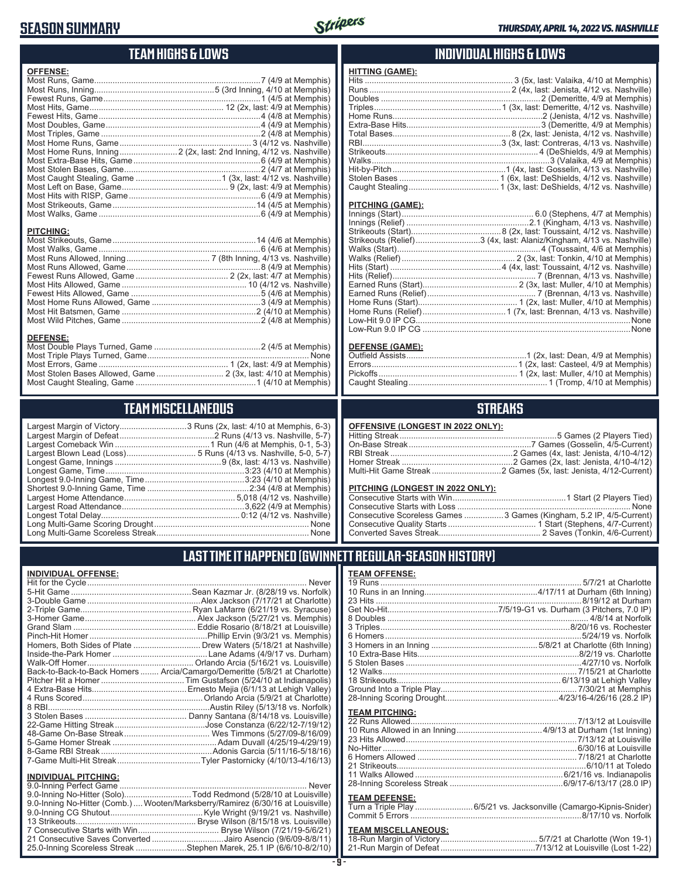# SEASON SUMMARY

THURSDAY, APRIL 14, 2022 VS. NASHVILLE

## TEAM HIGHS & LOWS

**OFFENSE:**

| | |
|---|---|
| Most Runs, Game | 7 (4/9 at Memphis) |
| Most Runs, Inning | 5 (3rd Inning, 4/10 at Memphis) |
| Fewest Runs, Game | 1 (4/5 at Memphis) |
| Most Hits, Game | 12 (2x, last: 4/9 at Memphis) |
| Fewest Hits, Game | 4 (4/8 at Memphis) |
| Most Doubles, Game | 4 (4/9 at Memphis) |
| Most Triples, Game | 2 (4/8 at Memphis) |
| Most Home Runs, Game | 3 (4/12 vs. Nashville) |
| Most Home Runs, Inning | 2 (2x, last: 2nd Inning, 4/12 vs. Nashville) |
| Most Extra-Base Hits, Game | 6 (4/9 at Memphis) |
| Most Stolen Bases, Game | 2 (4/7 at Memphis) |
| Most Caught Stealing, Game | 1 (3x, last: 4/12 vs. Nashville) |
| Most Left on Base, Game | 9 (2x, last: 4/9 at Memphis) |
| Most Hits with RISP, Game | 6 (4/9 at Memphis) |
| Most Strikeouts, Game | 14 (4/5 at Memphis) |
| Most Walks, Game | 6 (4/9 at Memphis) |

**PITCHING:**

| | |
|---|---|
| Most Strikeouts, Game | 14 (4/6 at Memphis) |
| Most Walks, Game | 6 (4/6 at Memphis) |
| Most Runs Allowed, Inning | 7 (8th Inning, 4/13 vs. Nashville) |
| Most Runs Allowed, Game | 8 (4/9 at Memphis) |
| Fewest Runs Allowed, Game | 2 (2x, last: 4/7 at Memphis) |
| Most Hits Allowed, Game | 10 (4/12 vs. Nashville) |
| Fewest Hits Allowed, Game | 5 (4/6 at Memphis) |
| Most Home Runs Allowed, Game | 3 (4/9 at Memphis) |
| Most Hit Batsmen, Game | 2 (4/10 at Memphis) |
| Most Wild Pitches, Game | 2 (4/8 at Memphis) |

**DEFENSE:**

| | |
|---|---|
| Most Double Plays Turned, Game | 2 (4/5 at Memphis) |
| Most Triple Plays Turned, Game | None |
| Most Errors, Game | 1 (2x, last: 4/9 at Memphis) |
| Most Stolen Bases Allowed, Game | 2 (3x, last: 4/10 at Memphis) |
| Most Caught Stealing, Game | 1 (4/10 at Memphis) |

## INDIVIDUAL HIGHS & LOWS

**HITTING (GAME):**

| | |
|---|---|
| Hits | 3 (5x, last: Valaika, 4/10 at Memphis) |
| Runs | 2 (4x, last: Jenista, 4/12 vs. Nashville) |
| Doubles | 2 (Demeritte, 4/9 at Memphis) |
| Triples | 1 (3x, last: Demeritte, 4/12 vs. Nashville) |
| Home Runs | 2 (Jenista, 4/12 vs. Nashville) |
| Extra-Base Hits | 3 (Demeritte, 4/9 at Memphis) |
| Total Bases | 8 (2x, last: Jenista, 4/12 vs. Nashville) |
| RBI | 3 (3x, last: Contreras, 4/13 vs. Nashville) |
| Strikeouts | 4 (DeShields, 4/9 at Memphis) |
| Walks | 3 (Valaika, 4/9 at Memphis) |
| Hit-by-Pitch | 1 (4x, last: Gosselin, 4/13 vs. Nashville) |
| Stolen Bases | 1 (6x, last: DeShields, 4/12 vs. Nashville) |
| Caught Stealing | 1 (3x, last: DeShields, 4/12 vs. Nashville) |

**PITCHING (GAME):**

| | |
|---|---|
| Innings (Start) | 6.0 (Stephens, 4/7 at Memphis) |
| Innings (Relief) | 2.1 (Kingham, 4/13 vs. Nashville) |
| Strikeouts (Start) | 8 (2x, last: Toussaint, 4/12 vs. Nashville) |
| Strikeouts (Relief) | 3 (4x, last: Alaniz/Kingham, 4/13 vs. Nashville) |
| Walks (Start) | 4 (Toussaint, 4/6 at Memphis) |
| Walks (Relief) | 2 (3x, last: Tonkin, 4/10 at Memphis) |
| Hits (Start) | 4 (4x, last: Toussaint, 4/12 vs. Nashville) |
| Hits (Relief) | 7 (Brennan, 4/13 vs. Nashville) |
| Earned Runs (Start) | 2 (3x, last: Muller, 4/10 at Memphis) |
| Earned Runs (Relief) | 7 (Brennan, 4/13 vs. Nashville) |
| Home Runs (Start) | 1 (2x, last: Muller, 4/10 at Memphis) |
| Home Runs (Relief) | 1 (7x, last: Brennan, 4/13 vs. Nashville) |
| Low-Hit 9.0 IP CG | None |
| Low-Run 9.0 IP CG | None |

**DEFENSE (GAME):**

| | |
|---|---|
| Outfield Assists | 1 (2x, last: Dean, 4/9 at Memphis) |
| Errors | 1 (2x, last: Casteel, 4/9 at Memphis) |
| Pickoffs | 1 (2x, last: Muller, 4/10 at Memphis) |
| Caught Stealing | 1 (Tromp, 4/10 at Memphis) |

## TEAM MISCELLANEOUS

| | |
|---|---|
| Largest Margin of Victory | 3 Runs (2x, last: 4/10 at Memphis, 6-3) |
| Largest Margin of Defeat | 2 Runs (4/13 vs. Nashville, 5-7) |
| Largest Comeback Win | 1 Run (4/6 at Memphis, 0-1, 5-3) |
| Largest Blown Lead (Loss) | 5 Runs (4/13 vs. Nashville, 5-0, 5-7) |
| Longest Game, Innings | 9 (8x, last: 4/13 vs. Nashville) |
| Longest Game, Time | 3:23 (4/10 at Memphis) |
| Longest 9.0-Inning Game, Time | 3:23 (4/10 at Memphis) |
| Shortest 9.0-Inning Game, Time | 2:34 (4/8 at Memphis) |
| Largest Home Attendance | 5,018 (4/12 vs. Nashville) |
| Largest Road Attendance | 3,622 (4/9 at Memphis) |
| Longest Total Delay | 0:12 (4/12 vs. Nashville) |
| Long Multi-Game Scoring Drought | None |
| Long Multi-Game Scoreless Streak | None |

## STREAKS

**OFFENSIVE (LONGEST IN 2022 ONLY):**

| | |
|---|---|
| Hitting Streak | 5 Games (2 Players Tied) |
| On-Base Streak | 7 Games (Gosselin, 4/5-Current) |
| RBI Streak | 2 Games (4x, last: Jenista, 4/10-4/12) |
| Homer Streak | 2 Games (2x, last: Jenista, 4/10-4/12) |
| Multi-Hit Game Streak | 2 Games (5x, last: Jenista, 4/12-Current) |

**PITCHING (LONGEST IN 2022 ONLY):**

| | |
|---|---|
| Consecutive Starts with Win | 1 Start (2 Players Tied) |
| Consecutive Starts with Loss | None |
| Consecutive Scoreless Games | 3 Games (Kingham, 5.2 IP, 4/5-Current) |
| Consecutive Quality Starts | 1 Start (Stephens, 4/7-Current) |
| Converted Saves Streak | 2 Saves (Tonkin, 4/6-Current) |

## LAST TIME IT HAPPENED (GWINNETT REGULAR-SEASON HISTORY)

**INDIVIDUAL OFFENSE:**

| | |
|---|---|
| Hit for the Cycle | Never |
| 5-Hit Game | Sean Kazmar Jr. (8/28/19 vs. Norfolk) |
| 3-Double Game | Alex Jackson (7/17/21 at Charlotte) |
| 2-Triple Game | Ryan LaMarre (6/21/19 vs. Syracuse) |
| 3-Homer Game | Alex Jackson (5/27/21 vs. Memphis) |
| Grand Slam | Eddie Rosario (8/18/21 at Louisville) |
| Pinch-Hit Homer | Phillip Ervin (9/3/21 vs. Memphis) |
| Homers, Both Sides of Plate | Drew Waters (5/18/21 at Nashville) |
| Inside-the-Park Homer | Lane Adams (4/9/17 vs. Durham) |
| Walk-Off Homer | Orlando Arcia (5/16/21 vs. Louisville) |
| Back-to-Back-to-Back Homers | Arcia/Camargo/Demeritte (5/8/21 at Charlotte) |
| Pitcher Hit a Homer | Tim Gustafson (5/24/10 at Indianapolis) |
| 4 Extra-Base Hits | Ernesto Mejia (6/1/13 at Lehigh Valley) |
| 4 Runs Scored | Orlando Arcia (5/9/21 at Charlotte) |
| 8 RBI | Austin Riley (5/13/18 vs. Norfolk) |
| 3 Stolen Bases | Danny Santana (8/14/18 vs. Louisville) |
| 22-Game Hitting Streak | Jose Constanza (6/22/12-7/19/12) |
| 48-Game On-Base Streak | Wes Timmons (5/27/09-8/16/09) |
| 5-Game Homer Streak | Adam Duvall (4/25/19-4/29/19) |
| 8-Game RBI Streak | Adonis Garcia (5/11/16-5/18/16) |
| 7-Game Multi-Hit Streak | Tyler Pastornicky (4/10/13-4/16/13) |

**INDIVIDUAL PITCHING:**

| | |
|---|---|
| 9.0-Inning Perfect Game | Never |
| 9.0-Inning No-Hitter (Solo) | Todd Redmond (5/28/10 at Louisville) |
| 9.0-Inning No-Hitter (Comb.) | Wooten/Marksberry/Ramirez (6/30/16 at Louisville) |
| 9.0-Inning CG Shutout | Kyle Wright (9/19/21 vs. Nashville) |
| 13 Strikeouts | Bryse Wilson (8/15/18 vs. Louisville) |
| 7 Consecutive Starts with Win | Bryse Wilson (7/21/19-5/6/21) |
| 21 Consecutive Saves Converted | Jairo Asencio (9/6/09-8/8/11) |
| 25.0-Inning Scoreless Streak | Stephen Marek, 25.1 IP (6/6/10-8/2/10) |

**TEAM OFFENSE:**

| | |
|---|---|
| 19 Runs | 5/7/21 at Charlotte |
| 10 Runs in an Inning | 4/17/11 at Durham (6th Inning) |
| 23 Hits | 8/19/12 at Durham |
| Get No-Hit | 7/5/19-G1 vs. Durham (3 Pitchers, 7.0 IP) |
| 8 Doubles | 4/8/14 at Norfolk |
| 3 Triples | 8/20/16 vs. Rochester |
| 6 Homers | 5/24/19 vs. Norfolk |
| 3 Homers in an Inning | 5/8/21 at Charlotte (6th Inning) |
| 10 Extra-Base Hits | 8/2/19 vs. Charlotte |
| 5 Stolen Bases | 4/27/10 vs. Norfolk |
| 12 Walks | 7/15/21 at Charlotte |
| 18 Strikeouts | 6/13/19 at Lehigh Valley |
| Ground Into a Triple Play | 7/30/21 at Memphis |
| 28-Inning Scoring Drought | 4/23/16-4/26/16 (28.2 IP) |

**TEAM PITCHING:**

| | |
|---|---|
| 22 Runs Allowed | 7/13/12 at Louisville |
| 10 Runs Allowed in an Inning | 4/9/13 at Durham (1st Inning) |
| 23 Hits Allowed | 7/13/12 at Louisville |
| No-Hitter | 6/30/16 at Louisville |
| 6 Homers Allowed | 7/18/21 at Charlotte |
| 21 Strikeouts | 6/10/11 at Toledo |
| 11 Walks Allowed | 6/21/16 vs. Indianapolis |
| 28-Inning Scoreless Streak | 6/9/17-6/13/17 (28.0 IP) |

**TEAM DEFENSE:**

| | |
|---|---|
| Turn a Triple Play | 6/5/21 vs. Jacksonville (Camargo-Kipnis-Snider) |
| Commit 5 Errors | 8/17/10 vs. Norfolk |

**TEAM MISCELLANEOUS:**

| | |
|---|---|
| 18-Run Margin of Victory | 5/7/21 at Charlotte (Won 19-1) |
| 21-Run Margin of Defeat | 7/13/12 at Louisville (Lost 1-22) |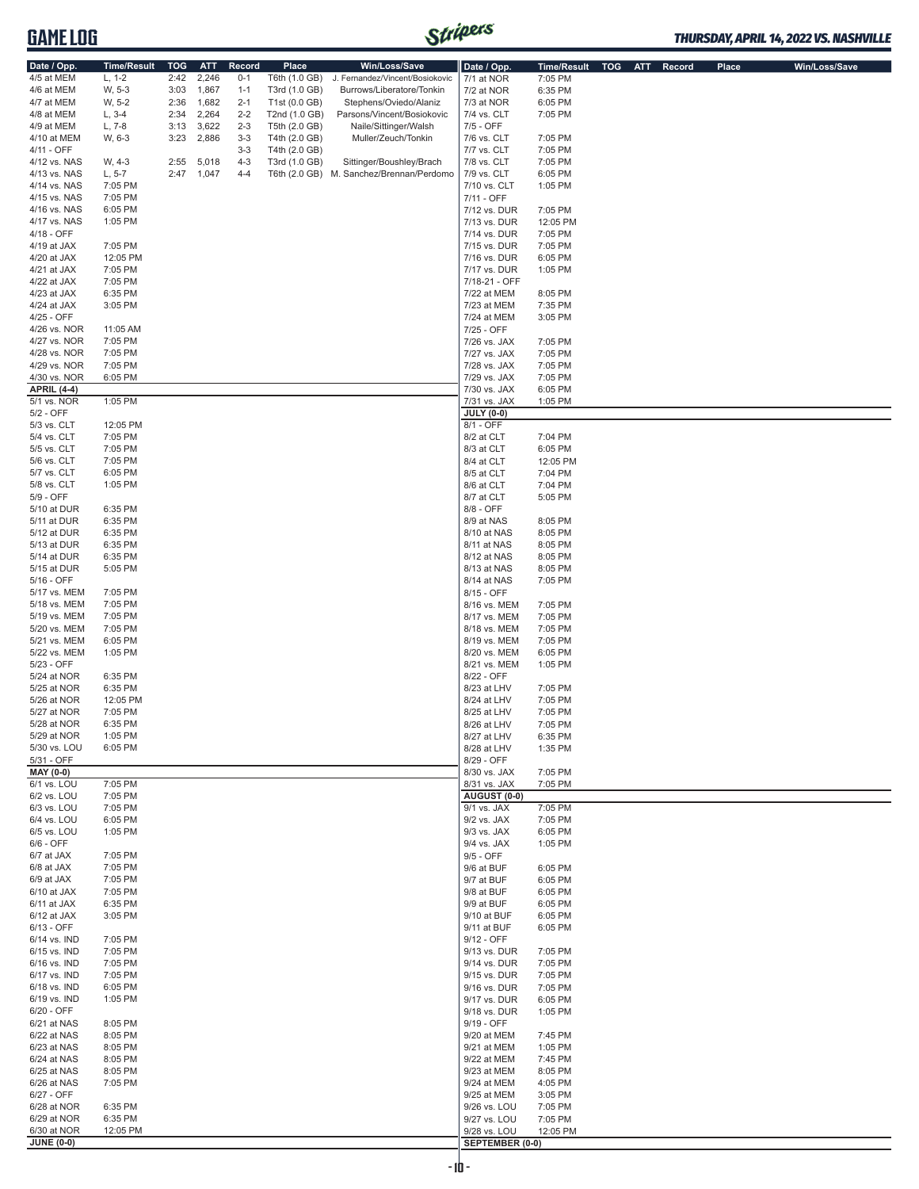# GAME LOG

*THURSDAY, APRIL 14, 2022 VS. NASHVILLE*

| Date / Opp. | Time/Result | TOG | ATT | Record | Place | Win/Loss/Save |
|---|---|---|---|---|---|---|
| 4/5 at MEM | L, 1-2 | 2:42 | 2,246 | 0-1 | T6th (1.0 GB) | J. Fernandez/Vincent/Bosiokovic |
| 4/6 at MEM | W, 5-3 | 3:03 | 1,867 | 1-1 | T3rd (1.0 GB) | Burrows/Liberatore/Tonkin |
| 4/7 at MEM | W, 5-2 | 2:36 | 1,682 | 2-1 | T1st (0.0 GB) | Stephens/Oviedo/Alaniz |
| 4/8 at MEM | L, 3-4 | 2:34 | 2,264 | 2-2 | T2nd (1.0 GB) | Parsons/Vincent/Bosiokovic |
| 4/9 at MEM | L, 7-8 | 3:13 | 3,622 | 2-3 | T5th (2.0 GB) | Naile/Sittinger/Walsh |
| 4/10 at MEM | W, 6-3 | 3:23 | 2,886 | 3-3 | T4th (2.0 GB) | Muller/Zeuch/Tonkin |
| 4/11 - OFF | | | | 3-3 | T4th (2.0 GB) | |
| 4/12 vs. NAS | W, 4-3 | 2:55 | 5,018 | 4-3 | T3rd (1.0 GB) | Sittinger/Boushley/Brach |
| 4/13 vs. NAS | L, 5-7 | 2:47 | 1,047 | 4-4 | T6th (2.0 GB) | M. Sanchez/Brennan/Perdomo |
| 4/14 vs. NAS | 7:05 PM | | | | | |
| 4/15 vs. NAS | 7:05 PM | | | | | |
| 4/16 vs. NAS | 6:05 PM | | | | | |
| 4/17 vs. NAS | 1:05 PM | | | | | |
| 4/18 - OFF | | | | | | |
| 4/19 at JAX | 7:05 PM | | | | | |
| 4/20 at JAX | 12:05 PM | | | | | |
| 4/21 at JAX | 7:05 PM | | | | | |
| 4/22 at JAX | 7:05 PM | | | | | |
| 4/23 at JAX | 6:35 PM | | | | | |
| 4/24 at JAX | 3:05 PM | | | | | |
| 4/25 - OFF | | | | | | |
| 4/26 vs. NOR | 11:05 AM | | | | | |
| 4/27 vs. NOR | 7:05 PM | | | | | |
| 4/28 vs. NOR | 7:05 PM | | | | | |
| 4/29 vs. NOR | 7:05 PM | | | | | |
| 4/30 vs. NOR | 6:05 PM | | | | | |
| **APRIL (4-4)** | | | | | | |
| 5/1 vs. NOR | 1:05 PM | | | | | |
| 5/2 - OFF | | | | | | |
| 5/3 vs. CLT | 12:05 PM | | | | | |
| 5/4 vs. CLT | 7:05 PM | | | | | |
| 5/5 vs. CLT | 7:05 PM | | | | | |
| 5/6 vs. CLT | 7:05 PM | | | | | |
| 5/7 vs. CLT | 6:05 PM | | | | | |
| 5/8 vs. CLT | 1:05 PM | | | | | |
| 5/9 - OFF | | | | | | |
| 5/10 at DUR | 6:35 PM | | | | | |
| 5/11 at DUR | 6:35 PM | | | | | |
| 5/12 at DUR | 6:35 PM | | | | | |
| 5/13 at DUR | 6:35 PM | | | | | |
| 5/14 at DUR | 6:35 PM | | | | | |
| 5/15 at DUR | 5:05 PM | | | | | |
| 5/16 - OFF | | | | | | |
| 5/17 vs. MEM | 7:05 PM | | | | | |
| 5/18 vs. MEM | 7:05 PM | | | | | |
| 5/19 vs. MEM | 7:05 PM | | | | | |
| 5/20 vs. MEM | 7:05 PM | | | | | |
| 5/21 vs. MEM | 6:05 PM | | | | | |
| 5/22 vs. MEM | 1:05 PM | | | | | |
| 5/23 - OFF | | | | | | |
| 5/24 at NOR | 6:35 PM | | | | | |
| 5/25 at NOR | 6:35 PM | | | | | |
| 5/26 at NOR | 12:05 PM | | | | | |
| 5/27 at NOR | 7:05 PM | | | | | |
| 5/28 at NOR | 6:35 PM | | | | | |
| 5/29 at NOR | 1:05 PM | | | | | |
| 5/30 vs. LOU | 6:05 PM | | | | | |
| 5/31 - OFF | | | | | | |
| **MAY (0-0)** | | | | | | |
| 6/1 vs. LOU | 7:05 PM | | | | | |
| 6/2 vs. LOU | 7:05 PM | | | | | |
| 6/3 vs. LOU | 7:05 PM | | | | | |
| 6/4 vs. LOU | 6:05 PM | | | | | |
| 6/5 vs. LOU | 1:05 PM | | | | | |
| 6/6 - OFF | | | | | | |
| 6/7 at JAX | 7:05 PM | | | | | |
| 6/8 at JAX | 7:05 PM | | | | | |
| 6/9 at JAX | 7:05 PM | | | | | |
| 6/10 at JAX | 7:05 PM | | | | | |
| 6/11 at JAX | 6:35 PM | | | | | |
| 6/12 at JAX | 3:05 PM | | | | | |
| 6/13 - OFF | | | | | | |
| 6/14 vs. IND | 7:05 PM | | | | | |
| 6/15 vs. IND | 7:05 PM | | | | | |
| 6/16 vs. IND | 7:05 PM | | | | | |
| 6/17 vs. IND | 7:05 PM | | | | | |
| 6/18 vs. IND | 6:05 PM | | | | | |
| 6/19 vs. IND | 1:05 PM | | | | | |
| 6/20 - OFF | | | | | | |
| 6/21 at NAS | 8:05 PM | | | | | |
| 6/22 at NAS | 8:05 PM | | | | | |
| 6/23 at NAS | 8:05 PM | | | | | |
| 6/24 at NAS | 8:05 PM | | | | | |
| 6/25 at NAS | 8:05 PM | | | | | |
| 6/26 at NAS | 7:05 PM | | | | | |
| 6/27 - OFF | | | | | | |
| 6/28 at NOR | 6:35 PM | | | | | |
| 6/29 at NOR | 6:35 PM | | | | | |
| 6/30 at NOR | 12:05 PM | | | | | |
| **JUNE (0-0)** | | | | | | |

| Date / Opp. | Time/Result | TOG | ATT | Record | Place | Win/Loss/Save |
|---|---|---|---|---|---|---|
| 7/1 at NOR | 7:05 PM | | | | | |
| 7/2 at NOR | 6:35 PM | | | | | |
| 7/3 at NOR | 6:05 PM | | | | | |
| 7/4 vs. CLT | 7:05 PM | | | | | |
| 7/5 - OFF | | | | | | |
| 7/6 vs. CLT | 7:05 PM | | | | | |
| 7/7 vs. CLT | 7:05 PM | | | | | |
| 7/8 vs. CLT | 7:05 PM | | | | | |
| 7/9 vs. CLT | 6:05 PM | | | | | |
| 7/10 vs. CLT | 1:05 PM | | | | | |
| 7/11 - OFF | | | | | | |
| 7/12 vs. DUR | 7:05 PM | | | | | |
| 7/13 vs. DUR | 12:05 PM | | | | | |
| 7/14 vs. DUR | 7:05 PM | | | | | |
| 7/15 vs. DUR | 7:05 PM | | | | | |
| 7/16 vs. DUR | 6:05 PM | | | | | |
| 7/17 vs. DUR | 1:05 PM | | | | | |
| 7/18-21 - OFF | | | | | | |
| 7/22 at MEM | 8:05 PM | | | | | |
| 7/23 at MEM | 7:35 PM | | | | | |
| 7/24 at MEM | 3:05 PM | | | | | |
| 7/25 - OFF | | | | | | |
| 7/26 vs. JAX | 7:05 PM | | | | | |
| 7/27 vs. JAX | 7:05 PM | | | | | |
| 7/28 vs. JAX | 7:05 PM | | | | | |
| 7/29 vs. JAX | 7:05 PM | | | | | |
| 7/30 vs. JAX | 6:05 PM | | | | | |
| 7/31 vs. JAX | 1:05 PM | | | | | |
| **JULY (0-0)** | | | | | | |
| 8/1 - OFF | | | | | | |
| 8/2 at CLT | 7:04 PM | | | | | |
| 8/3 at CLT | 6:05 PM | | | | | |
| 8/4 at CLT | 12:05 PM | | | | | |
| 8/5 at CLT | 7:04 PM | | | | | |
| 8/6 at CLT | 7:04 PM | | | | | |
| 8/7 at CLT | 5:05 PM | | | | | |
| 8/8 - OFF | | | | | | |
| 8/9 at NAS | 8:05 PM | | | | | |
| 8/10 at NAS | 8:05 PM | | | | | |
| 8/11 at NAS | 8:05 PM | | | | | |
| 8/12 at NAS | 8:05 PM | | | | | |
| 8/13 at NAS | 8:05 PM | | | | | |
| 8/14 at NAS | 7:05 PM | | | | | |
| 8/15 - OFF | | | | | | |
| 8/16 vs. MEM | 7:05 PM | | | | | |
| 8/17 vs. MEM | 7:05 PM | | | | | |
| 8/18 vs. MEM | 7:05 PM | | | | | |
| 8/19 vs. MEM | 7:05 PM | | | | | |
| 8/20 vs. MEM | 6:05 PM | | | | | |
| 8/21 vs. MEM | 1:05 PM | | | | | |
| 8/22 - OFF | | | | | | |
| 8/23 at LHV | 7:05 PM | | | | | |
| 8/24 at LHV | 7:05 PM | | | | | |
| 8/25 at LHV | 7:05 PM | | | | | |
| 8/26 at LHV | 7:05 PM | | | | | |
| 8/27 at LHV | 6:35 PM | | | | | |
| 8/28 at LHV | 1:35 PM | | | | | |
| 8/29 - OFF | | | | | | |
| 8/30 vs. JAX | 7:05 PM | | | | | |
| 8/31 vs. JAX | 7:05 PM | | | | | |
| **AUGUST (0-0)** | | | | | | |
| 9/1 vs. JAX | 7:05 PM | | | | | |
| 9/2 vs. JAX | 7:05 PM | | | | | |
| 9/3 vs. JAX | 6:05 PM | | | | | |
| 9/4 vs. JAX | 1:05 PM | | | | | |
| 9/5 - OFF | | | | | | |
| 9/6 at BUF | 6:05 PM | | | | | |
| 9/7 at BUF | 6:05 PM | | | | | |
| 9/8 at BUF | 6:05 PM | | | | | |
| 9/9 at BUF | 6:05 PM | | | | | |
| 9/10 at BUF | 6:05 PM | | | | | |
| 9/11 at BUF | 6:05 PM | | | | | |
| 9/12 - OFF | | | | | | |
| 9/13 vs. DUR | 7:05 PM | | | | | |
| 9/14 vs. DUR | 7:05 PM | | | | | |
| 9/15 vs. DUR | 7:05 PM | | | | | |
| 9/16 vs. DUR | 7:05 PM | | | | | |
| 9/17 vs. DUR | 6:05 PM | | | | | |
| 9/18 vs. DUR | 1:05 PM | | | | | |
| 9/19 - OFF | | | | | | |
| 9/20 at MEM | 7:45 PM | | | | | |
| 9/21 at MEM | 1:05 PM | | | | | |
| 9/22 at MEM | 7:45 PM | | | | | |
| 9/23 at MEM | 8:05 PM | | | | | |
| 9/24 at MEM | 4:05 PM | | | | | |
| 9/25 at MEM | 3:05 PM | | | | | |
| 9/26 vs. LOU | 7:05 PM | | | | | |
| 9/27 vs. LOU | 7:05 PM | | | | | |
| 9/28 vs. LOU | 12:05 PM | | | | | |
| **SEPTEMBER (0-0)** | | | | | | |